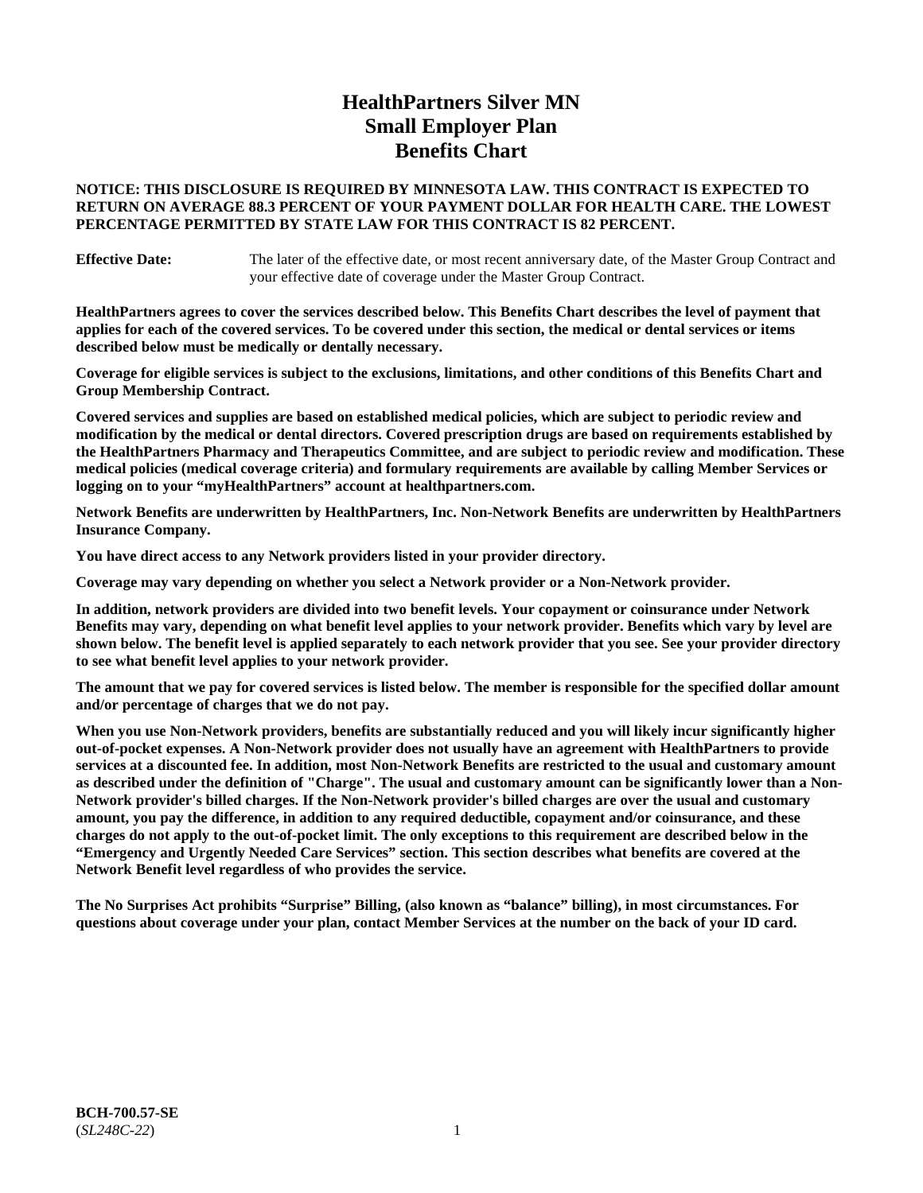# HealthPartners Silver MN Small Employer Plan Benefits Chart

**NOTICE: THIS DISCLOSURE IS REQUIRED BY MINNESOTA LAW. THIS CONTRACT IS EXPECTED TO RETURN ON AVERAGE 88.3 PERCENT OF YOUR PAYMENT DOLLAR FOR HEALTH CARE. THE LOWEST PERCENTAGE PERMITTED BY STATE LAW FOR THIS CONTRACT IS 82 PERCENT.**

**Effective Date:** The later of the effective date, or most recent anniversary date, of the Master Group Contract and your effective date of coverage under the Master Group Contract.

**HealthPartners agrees to cover the services described below. This Benefits Chart describes the level of payment that applies for each of the covered services. To be covered under this section, the medical or dental services or items described below must be medically or dentally necessary.**

**Coverage for eligible services is subject to the exclusions, limitations, and other conditions of this Benefits Chart and Group Membership Contract.**

**Covered services and supplies are based on established medical policies, which are subject to periodic review and modification by the medical or dental directors. Covered prescription drugs are based on requirements established by the HealthPartners Pharmacy and Therapeutics Committee, and are subject to periodic review and modification. These medical policies (medical coverage criteria) and formulary requirements are available by calling Member Services or logging on to your "myHealthPartners" account at healthpartners.com.**

**Network Benefits are underwritten by HealthPartners, Inc. Non-Network Benefits are underwritten by HealthPartners Insurance Company.**

**You have direct access to any Network providers listed in your provider directory.**

**Coverage may vary depending on whether you select a Network provider or a Non-Network provider.**

**In addition, network providers are divided into two benefit levels. Your copayment or coinsurance under Network Benefits may vary, depending on what benefit level applies to your network provider. Benefits which vary by level are shown below. The benefit level is applied separately to each network provider that you see. See your provider directory to see what benefit level applies to your network provider.**

**The amount that we pay for covered services is listed below. The member is responsible for the specified dollar amount and/or percentage of charges that we do not pay.**

**When you use Non-Network providers, benefits are substantially reduced and you will likely incur significantly higher out-of-pocket expenses. A Non-Network provider does not usually have an agreement with HealthPartners to provide services at a discounted fee. In addition, most Non-Network Benefits are restricted to the usual and customary amount as described under the definition of "Charge". The usual and customary amount can be significantly lower than a Non-Network provider's billed charges. If the Non-Network provider's billed charges are over the usual and customary amount, you pay the difference, in addition to any required deductible, copayment and/or coinsurance, and these charges do not apply to the out-of-pocket limit. The only exceptions to this requirement are described below in the "Emergency and Urgently Needed Care Services" section. This section describes what benefits are covered at the Network Benefit level regardless of who provides the service.**

**The No Surprises Act prohibits "Surprise" Billing, (also known as "balance" billing), in most circumstances. For questions about coverage under your plan, contact Member Services at the number on the back of your ID card.**

**BCH-700.57-SE**
(*SL248C-22*)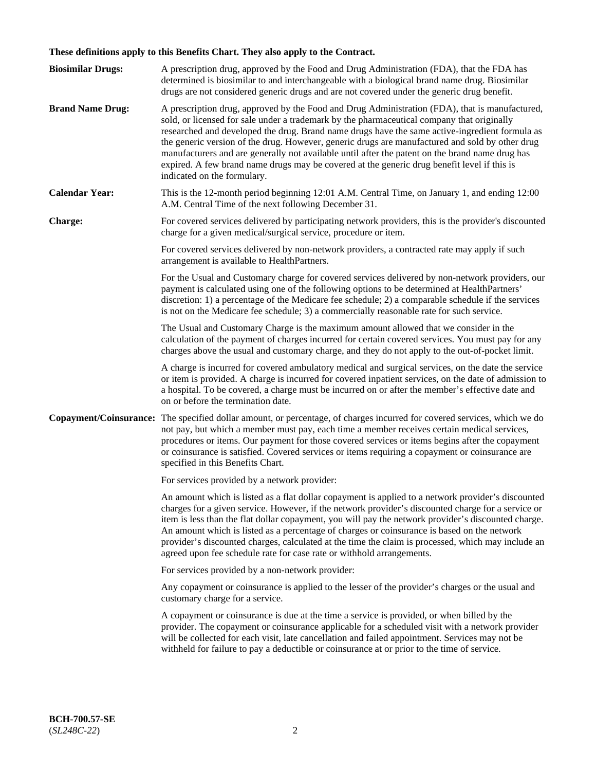**These definitions apply to this Benefits Chart. They also apply to the Contract.**

**Biosimilar Drugs:** A prescription drug, approved by the Food and Drug Administration (FDA), that the FDA has determined is biosimilar to and interchangeable with a biological brand name drug. Biosimilar drugs are not considered generic drugs and are not covered under the generic drug benefit.

**Brand Name Drug:** A prescription drug, approved by the Food and Drug Administration (FDA), that is manufactured, sold, or licensed for sale under a trademark by the pharmaceutical company that originally researched and developed the drug. Brand name drugs have the same active-ingredient formula as the generic version of the drug. However, generic drugs are manufactured and sold by other drug manufacturers and are generally not available until after the patent on the brand name drug has expired. A few brand name drugs may be covered at the generic drug benefit level if this is indicated on the formulary.

**Calendar Year:** This is the 12-month period beginning 12:01 A.M. Central Time, on January 1, and ending 12:00 A.M. Central Time of the next following December 31.

**Charge:** For covered services delivered by participating network providers, this is the provider's discounted charge for a given medical/surgical service, procedure or item.

For covered services delivered by non-network providers, a contracted rate may apply if such arrangement is available to HealthPartners.

For the Usual and Customary charge for covered services delivered by non-network providers, our payment is calculated using one of the following options to be determined at HealthPartners' discretion: 1) a percentage of the Medicare fee schedule; 2) a comparable schedule if the services is not on the Medicare fee schedule; 3) a commercially reasonable rate for such service.

The Usual and Customary Charge is the maximum amount allowed that we consider in the calculation of the payment of charges incurred for certain covered services. You must pay for any charges above the usual and customary charge, and they do not apply to the out-of-pocket limit.

A charge is incurred for covered ambulatory medical and surgical services, on the date the service or item is provided. A charge is incurred for covered inpatient services, on the date of admission to a hospital. To be covered, a charge must be incurred on or after the member's effective date and on or before the termination date.

**Copayment/Coinsurance:** The specified dollar amount, or percentage, of charges incurred for covered services, which we do not pay, but which a member must pay, each time a member receives certain medical services, procedures or items. Our payment for those covered services or items begins after the copayment or coinsurance is satisfied. Covered services or items requiring a copayment or coinsurance are specified in this Benefits Chart.

For services provided by a network provider:

An amount which is listed as a flat dollar copayment is applied to a network provider's discounted charges for a given service. However, if the network provider's discounted charge for a service or item is less than the flat dollar copayment, you will pay the network provider's discounted charge. An amount which is listed as a percentage of charges or coinsurance is based on the network provider's discounted charges, calculated at the time the claim is processed, which may include an agreed upon fee schedule rate for case rate or withhold arrangements.

For services provided by a non-network provider:

Any copayment or coinsurance is applied to the lesser of the provider's charges or the usual and customary charge for a service.

A copayment or coinsurance is due at the time a service is provided, or when billed by the provider. The copayment or coinsurance applicable for a scheduled visit with a network provider will be collected for each visit, late cancellation and failed appointment. Services may not be withheld for failure to pay a deductible or coinsurance at or prior to the time of service.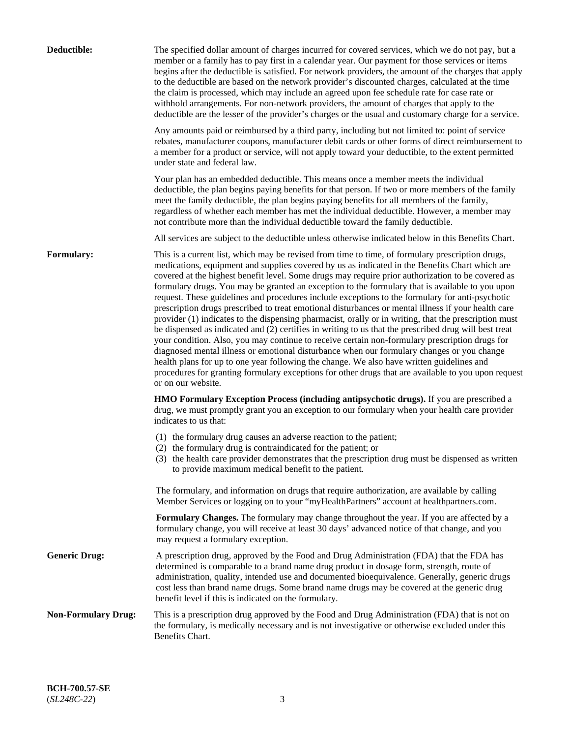**Deductible:** The specified dollar amount of charges incurred for covered services, which we do not pay, but a member or a family has to pay first in a calendar year. Our payment for those services or items begins after the deductible is satisfied. For network providers, the amount of the charges that apply to the deductible are based on the network provider's discounted charges, calculated at the time the claim is processed, which may include an agreed upon fee schedule rate for case rate or withhold arrangements. For non-network providers, the amount of charges that apply to the deductible are the lesser of the provider's charges or the usual and customary charge for a service.

Any amounts paid or reimbursed by a third party, including but not limited to: point of service rebates, manufacturer coupons, manufacturer debit cards or other forms of direct reimbursement to a member for a product or service, will not apply toward your deductible, to the extent permitted under state and federal law.

Your plan has an embedded deductible. This means once a member meets the individual deductible, the plan begins paying benefits for that person. If two or more members of the family meet the family deductible, the plan begins paying benefits for all members of the family, regardless of whether each member has met the individual deductible. However, a member may not contribute more than the individual deductible toward the family deductible.

All services are subject to the deductible unless otherwise indicated below in this Benefits Chart.

**Formulary:** This is a current list, which may be revised from time to time, of formulary prescription drugs, medications, equipment and supplies covered by us as indicated in the Benefits Chart which are covered at the highest benefit level. Some drugs may require prior authorization to be covered as formulary drugs. You may be granted an exception to the formulary that is available to you upon request. These guidelines and procedures include exceptions to the formulary for anti-psychotic prescription drugs prescribed to treat emotional disturbances or mental illness if your health care provider (1) indicates to the dispensing pharmacist, orally or in writing, that the prescription must be dispensed as indicated and (2) certifies in writing to us that the prescribed drug will best treat your condition. Also, you may continue to receive certain non-formulary prescription drugs for diagnosed mental illness or emotional disturbance when our formulary changes or you change health plans for up to one year following the change. We also have written guidelines and procedures for granting formulary exceptions for other drugs that are available to you upon request or on our website.

**HMO Formulary Exception Process (including antipsychotic drugs).** If you are prescribed a drug, we must promptly grant you an exception to our formulary when your health care provider indicates to us that:

(1) the formulary drug causes an adverse reaction to the patient;
(2) the formulary drug is contraindicated for the patient; or
(3) the health care provider demonstrates that the prescription drug must be dispensed as written to provide maximum medical benefit to the patient.

The formulary, and information on drugs that require authorization, are available by calling Member Services or logging on to your "myHealthPartners" account at healthpartners.com.

**Formulary Changes.** The formulary may change throughout the year. If you are affected by a formulary change, you will receive at least 30 days' advanced notice of that change, and you may request a formulary exception.

**Generic Drug:** A prescription drug, approved by the Food and Drug Administration (FDA) that the FDA has determined is comparable to a brand name drug product in dosage form, strength, route of administration, quality, intended use and documented bioequivalence. Generally, generic drugs cost less than brand name drugs. Some brand name drugs may be covered at the generic drug benefit level if this is indicated on the formulary.

**Non-Formulary Drug:** This is a prescription drug approved by the Food and Drug Administration (FDA) that is not on the formulary, is medically necessary and is not investigative or otherwise excluded under this Benefits Chart.

**BCH-700.57-SE**
(*SL248C-22*)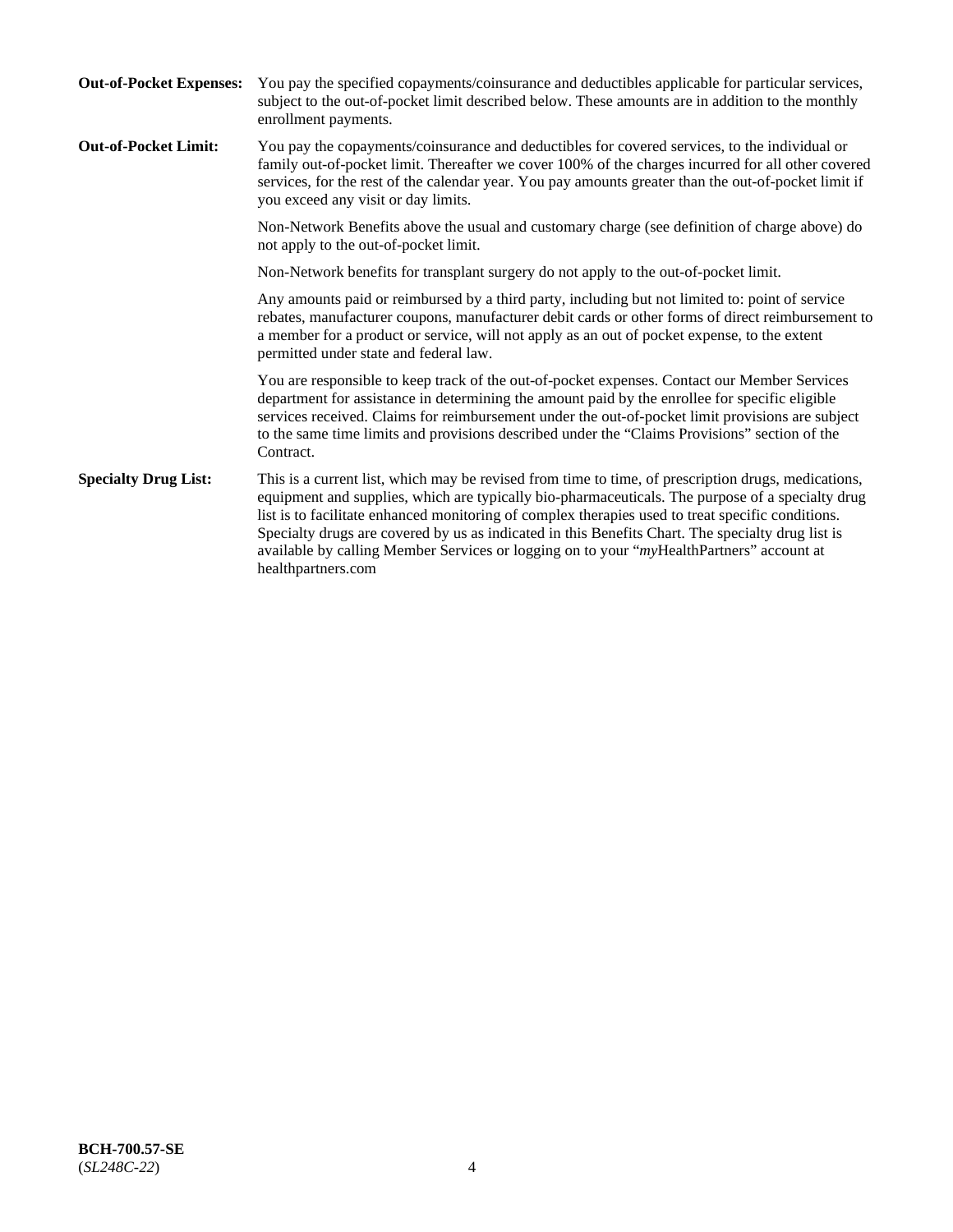**Out-of-Pocket Expenses:** You pay the specified copayments/coinsurance and deductibles applicable for particular services, subject to the out-of-pocket limit described below. These amounts are in addition to the monthly enrollment payments.

**Out-of-Pocket Limit:** You pay the copayments/coinsurance and deductibles for covered services, to the individual or family out-of-pocket limit. Thereafter we cover 100% of the charges incurred for all other covered services, for the rest of the calendar year. You pay amounts greater than the out-of-pocket limit if you exceed any visit or day limits.

Non-Network Benefits above the usual and customary charge (see definition of charge above) do not apply to the out-of-pocket limit.

Non-Network benefits for transplant surgery do not apply to the out-of-pocket limit.

Any amounts paid or reimbursed by a third party, including but not limited to: point of service rebates, manufacturer coupons, manufacturer debit cards or other forms of direct reimbursement to a member for a product or service, will not apply as an out of pocket expense, to the extent permitted under state and federal law.

You are responsible to keep track of the out-of-pocket expenses. Contact our Member Services department for assistance in determining the amount paid by the enrollee for specific eligible services received. Claims for reimbursement under the out-of-pocket limit provisions are subject to the same time limits and provisions described under the "Claims Provisions" section of the Contract.

**Specialty Drug List:** This is a current list, which may be revised from time to time, of prescription drugs, medications, equipment and supplies, which are typically bio-pharmaceuticals. The purpose of a specialty drug list is to facilitate enhanced monitoring of complex therapies used to treat specific conditions. Specialty drugs are covered by us as indicated in this Benefits Chart. The specialty drug list is available by calling Member Services or logging on to your "*my*HealthPartners" account at healthpartners.com

**BCH-700.57-SE**
(*SL248C-22*)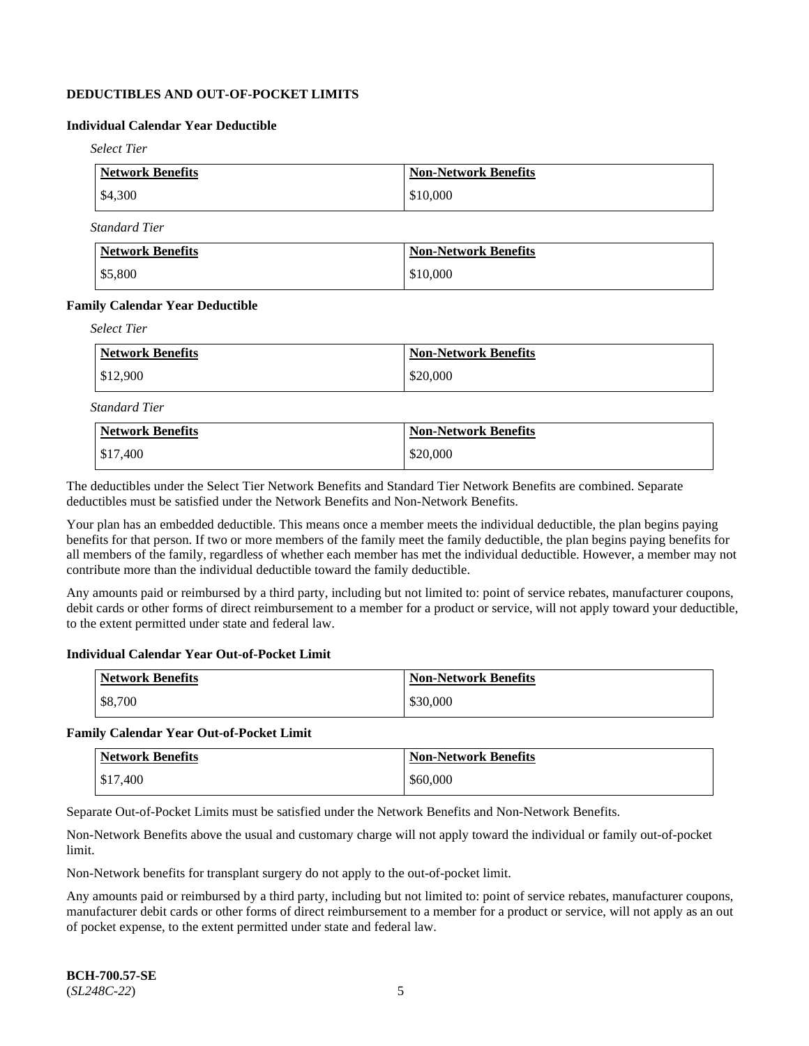## DEDUCTIBLES AND OUT-OF-POCKET LIMITS

### Individual Calendar Year Deductible

*Select Tier*

| Network Benefits | Non-Network Benefits |
| --- | --- |
| $4,300 | $10,000 |

*Standard Tier*

| Network Benefits | Non-Network Benefits |
| --- | --- |
| $5,800 | $10,000 |

### Family Calendar Year Deductible

*Select Tier*

| Network Benefits | Non-Network Benefits |
| --- | --- |
| $12,900 | $20,000 |

*Standard Tier*

| Network Benefits | Non-Network Benefits |
| --- | --- |
| $17,400 | $20,000 |

The deductibles under the Select Tier Network Benefits and Standard Tier Network Benefits are combined. Separate deductibles must be satisfied under the Network Benefits and Non-Network Benefits.

Your plan has an embedded deductible. This means once a member meets the individual deductible, the plan begins paying benefits for that person. If two or more members of the family meet the family deductible, the plan begins paying benefits for all members of the family, regardless of whether each member has met the individual deductible. However, a member may not contribute more than the individual deductible toward the family deductible.

Any amounts paid or reimbursed by a third party, including but not limited to: point of service rebates, manufacturer coupons, debit cards or other forms of direct reimbursement to a member for a product or service, will not apply toward your deductible, to the extent permitted under state and federal law.

### Individual Calendar Year Out-of-Pocket Limit

| Network Benefits | Non-Network Benefits |
| --- | --- |
| $8,700 | $30,000 |

### Family Calendar Year Out-of-Pocket Limit

| Network Benefits | Non-Network Benefits |
| --- | --- |
| $17,400 | $60,000 |

Separate Out-of-Pocket Limits must be satisfied under the Network Benefits and Non-Network Benefits.

Non-Network Benefits above the usual and customary charge will not apply toward the individual or family out-of-pocket limit.

Non-Network benefits for transplant surgery do not apply to the out-of-pocket limit.

Any amounts paid or reimbursed by a third party, including but not limited to: point of service rebates, manufacturer coupons, manufacturer debit cards or other forms of direct reimbursement to a member for a product or service, will not apply as an out of pocket expense, to the extent permitted under state and federal law.

**BCH-700.57-SE**
(*SL248C-22*)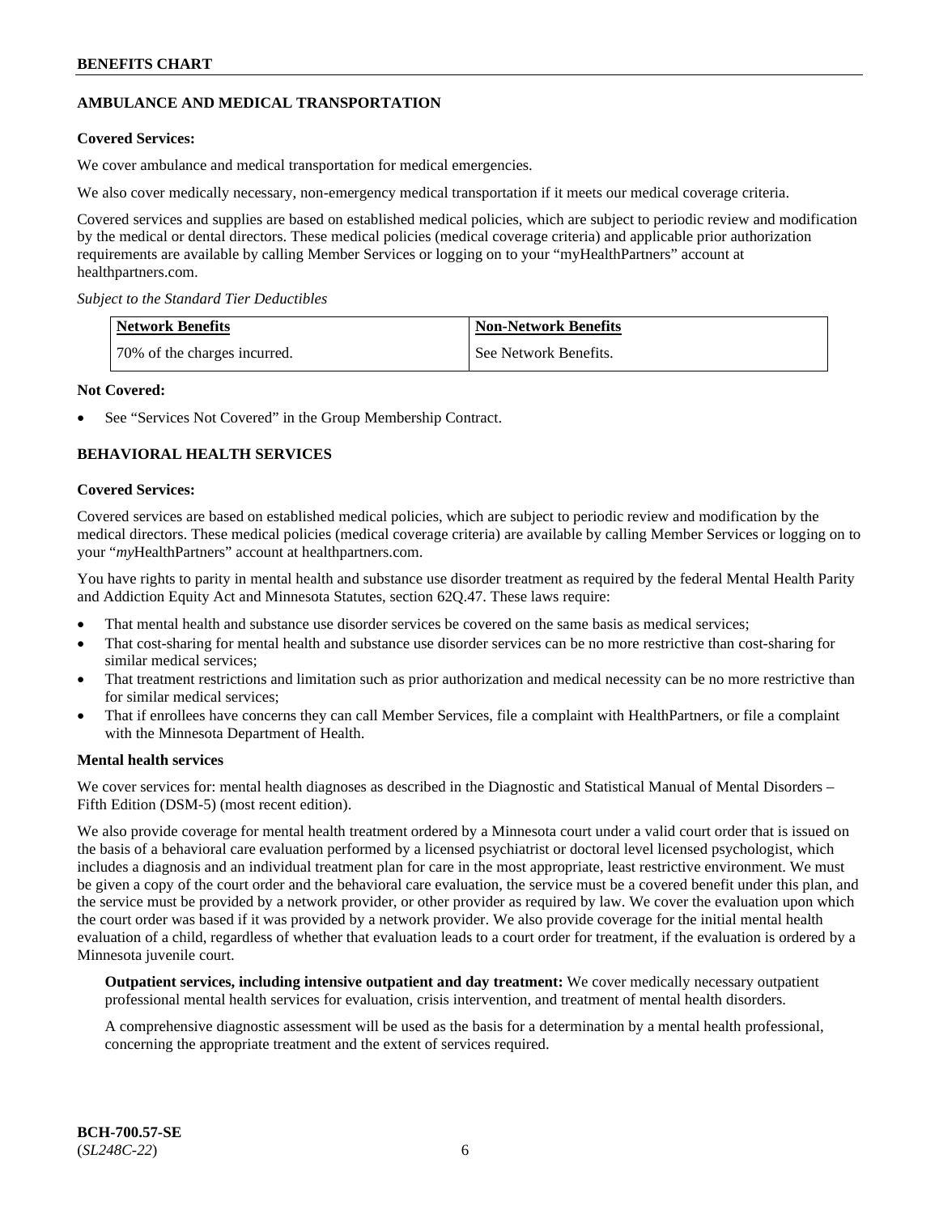## AMBULANCE AND MEDICAL TRANSPORTATION

**Covered Services:**

We cover ambulance and medical transportation for medical emergencies.

We also cover medically necessary, non-emergency medical transportation if it meets our medical coverage criteria.

Covered services and supplies are based on established medical policies, which are subject to periodic review and modification by the medical or dental directors. These medical policies (medical coverage criteria) and applicable prior authorization requirements are available by calling Member Services or logging on to your "myHealthPartners" account at healthpartners.com.

*Subject to the Standard Tier Deductibles*

| Network Benefits | Non-Network Benefits |
|---|---|
| 70% of the charges incurred. | See Network Benefits. |

**Not Covered:**

- See "Services Not Covered" in the Group Membership Contract.

## BEHAVIORAL HEALTH SERVICES

**Covered Services:**

Covered services are based on established medical policies, which are subject to periodic review and modification by the medical directors. These medical policies (medical coverage criteria) are available by calling Member Services or logging on to your "*my*HealthPartners" account at healthpartners.com.

You have rights to parity in mental health and substance use disorder treatment as required by the federal Mental Health Parity and Addiction Equity Act and Minnesota Statutes, section 62Q.47. These laws require:

- That mental health and substance use disorder services be covered on the same basis as medical services;
- That cost-sharing for mental health and substance use disorder services can be no more restrictive than cost-sharing for similar medical services;
- That treatment restrictions and limitation such as prior authorization and medical necessity can be no more restrictive than for similar medical services;
- That if enrollees have concerns they can call Member Services, file a complaint with HealthPartners, or file a complaint with the Minnesota Department of Health.

**Mental health services**

We cover services for: mental health diagnoses as described in the Diagnostic and Statistical Manual of Mental Disorders – Fifth Edition (DSM-5) (most recent edition).

We also provide coverage for mental health treatment ordered by a Minnesota court under a valid court order that is issued on the basis of a behavioral care evaluation performed by a licensed psychiatrist or doctoral level licensed psychologist, which includes a diagnosis and an individual treatment plan for care in the most appropriate, least restrictive environment. We must be given a copy of the court order and the behavioral care evaluation, the service must be a covered benefit under this plan, and the service must be provided by a network provider, or other provider as required by law. We cover the evaluation upon which the court order was based if it was provided by a network provider. We also provide coverage for the initial mental health evaluation of a child, regardless of whether that evaluation leads to a court order for treatment, if the evaluation is ordered by a Minnesota juvenile court.

**Outpatient services, including intensive outpatient and day treatment:** We cover medically necessary outpatient professional mental health services for evaluation, crisis intervention, and treatment of mental health disorders.

A comprehensive diagnostic assessment will be used as the basis for a determination by a mental health professional, concerning the appropriate treatment and the extent of services required.

**BCH-700.57-SE**
(*SL248C-22*)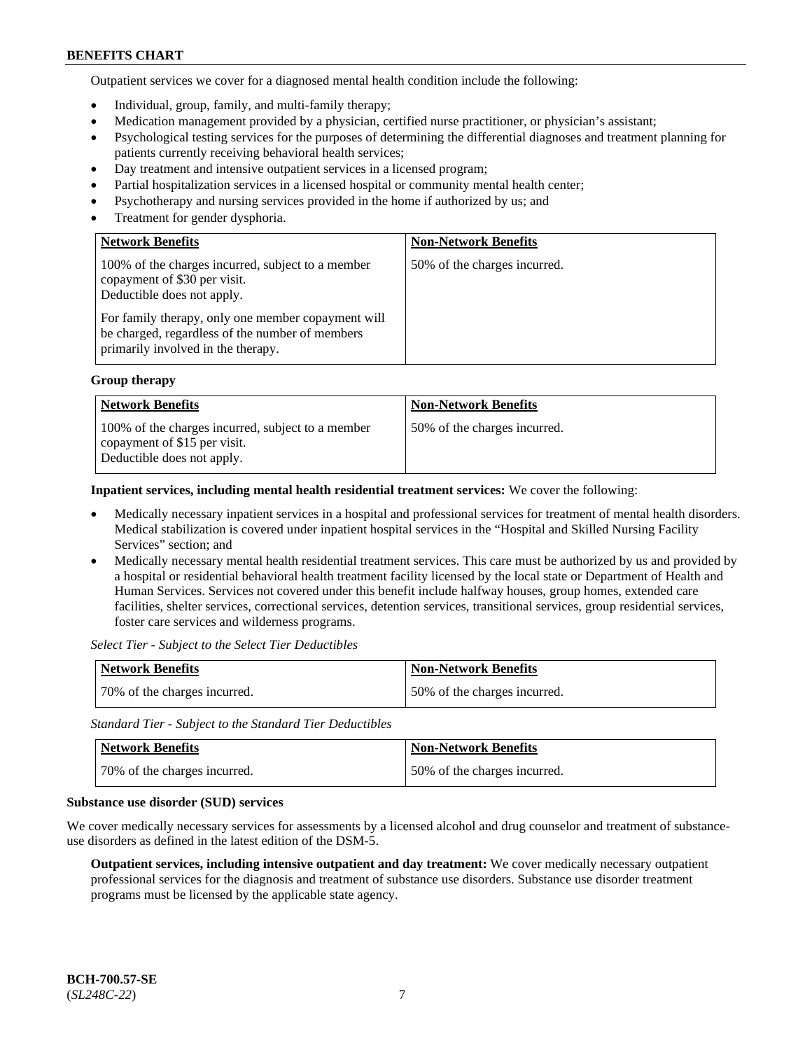Outpatient services we cover for a diagnosed mental health condition include the following:

- Individual, group, family, and multi-family therapy;
- Medication management provided by a physician, certified nurse practitioner, or physician's assistant;
- Psychological testing services for the purposes of determining the differential diagnoses and treatment planning for patients currently receiving behavioral health services;
- Day treatment and intensive outpatient services in a licensed program;
- Partial hospitalization services in a licensed hospital or community mental health center;
- Psychotherapy and nursing services provided in the home if authorized by us; and
- Treatment for gender dysphoria.

| Network Benefits | Non-Network Benefits |
| --- | --- |
| 100% of the charges incurred, subject to a member copayment of $30 per visit. Deductible does not apply.<br><br>For family therapy, only one member copayment will be charged, regardless of the number of members primarily involved in the therapy. | 50% of the charges incurred. |

**Group therapy**

| Network Benefits | Non-Network Benefits |
| --- | --- |
| 100% of the charges incurred, subject to a member copayment of $15 per visit. Deductible does not apply. | 50% of the charges incurred. |

**Inpatient services, including mental health residential treatment services:** We cover the following:

- Medically necessary inpatient services in a hospital and professional services for treatment of mental health disorders. Medical stabilization is covered under inpatient hospital services in the "Hospital and Skilled Nursing Facility Services" section; and
- Medically necessary mental health residential treatment services. This care must be authorized by us and provided by a hospital or residential behavioral health treatment facility licensed by the local state or Department of Health and Human Services. Services not covered under this benefit include halfway houses, group homes, extended care facilities, shelter services, correctional services, detention services, transitional services, group residential services, foster care services and wilderness programs.

*Select Tier - Subject to the Select Tier Deductibles*

| Network Benefits | Non-Network Benefits |
| --- | --- |
| 70% of the charges incurred. | 50% of the charges incurred. |

*Standard Tier - Subject to the Standard Tier Deductibles*

| Network Benefits | Non-Network Benefits |
| --- | --- |
| 70% of the charges incurred. | 50% of the charges incurred. |

**Substance use disorder (SUD) services**

We cover medically necessary services for assessments by a licensed alcohol and drug counselor and treatment of substance-use disorders as defined in the latest edition of the DSM-5.

**Outpatient services, including intensive outpatient and day treatment:** We cover medically necessary outpatient professional services for the diagnosis and treatment of substance use disorders. Substance use disorder treatment programs must be licensed by the applicable state agency.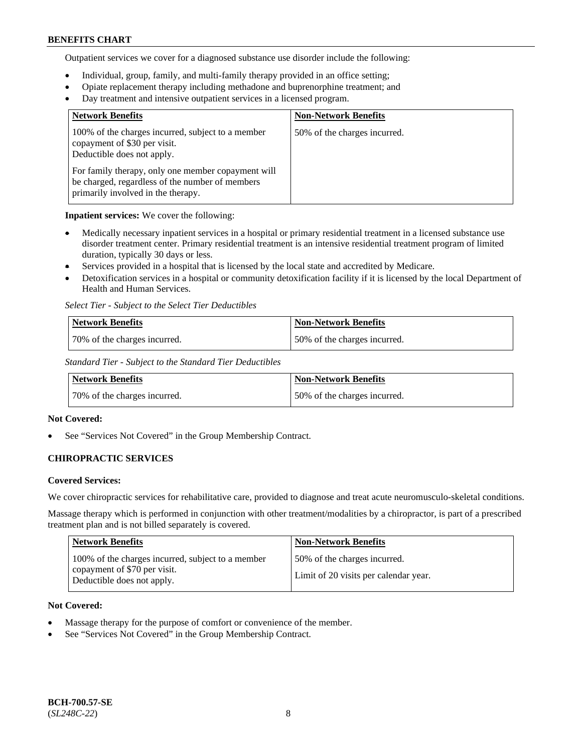Outpatient services we cover for a diagnosed substance use disorder include the following:

- Individual, group, family, and multi-family therapy provided in an office setting;
- Opiate replacement therapy including methadone and buprenorphine treatment; and
- Day treatment and intensive outpatient services in a licensed program.

| Network Benefits | Non-Network Benefits |
|---|---|
| 100% of the charges incurred, subject to a member copayment of $30 per visit. Deductible does not apply. For family therapy, only one member copayment will be charged, regardless of the number of members primarily involved in the therapy. | 50% of the charges incurred. |

**Inpatient services:** We cover the following:

- Medically necessary inpatient services in a hospital or primary residential treatment in a licensed substance use disorder treatment center. Primary residential treatment is an intensive residential treatment program of limited duration, typically 30 days or less.
- Services provided in a hospital that is licensed by the local state and accredited by Medicare.
- Detoxification services in a hospital or community detoxification facility if it is licensed by the local Department of Health and Human Services.

*Select Tier - Subject to the Select Tier Deductibles*

| Network Benefits | Non-Network Benefits |
|---|---|
| 70% of the charges incurred. | 50% of the charges incurred. |

*Standard Tier - Subject to the Standard Tier Deductibles*

| Network Benefits | Non-Network Benefits |
|---|---|
| 70% of the charges incurred. | 50% of the charges incurred. |

**Not Covered:**

- See "Services Not Covered" in the Group Membership Contract.

### CHIROPRACTIC SERVICES

**Covered Services:**

We cover chiropractic services for rehabilitative care, provided to diagnose and treat acute neuromusculo-skeletal conditions.

Massage therapy which is performed in conjunction with other treatment/modalities by a chiropractor, is part of a prescribed treatment plan and is not billed separately is covered.

| Network Benefits | Non-Network Benefits |
|---|---|
| 100% of the charges incurred, subject to a member copayment of $70 per visit. Deductible does not apply. | 50% of the charges incurred. Limit of 20 visits per calendar year. |

**Not Covered:**

- Massage therapy for the purpose of comfort or convenience of the member.
- See "Services Not Covered" in the Group Membership Contract.

BCH-700.57-SE
(*SL248C-22*)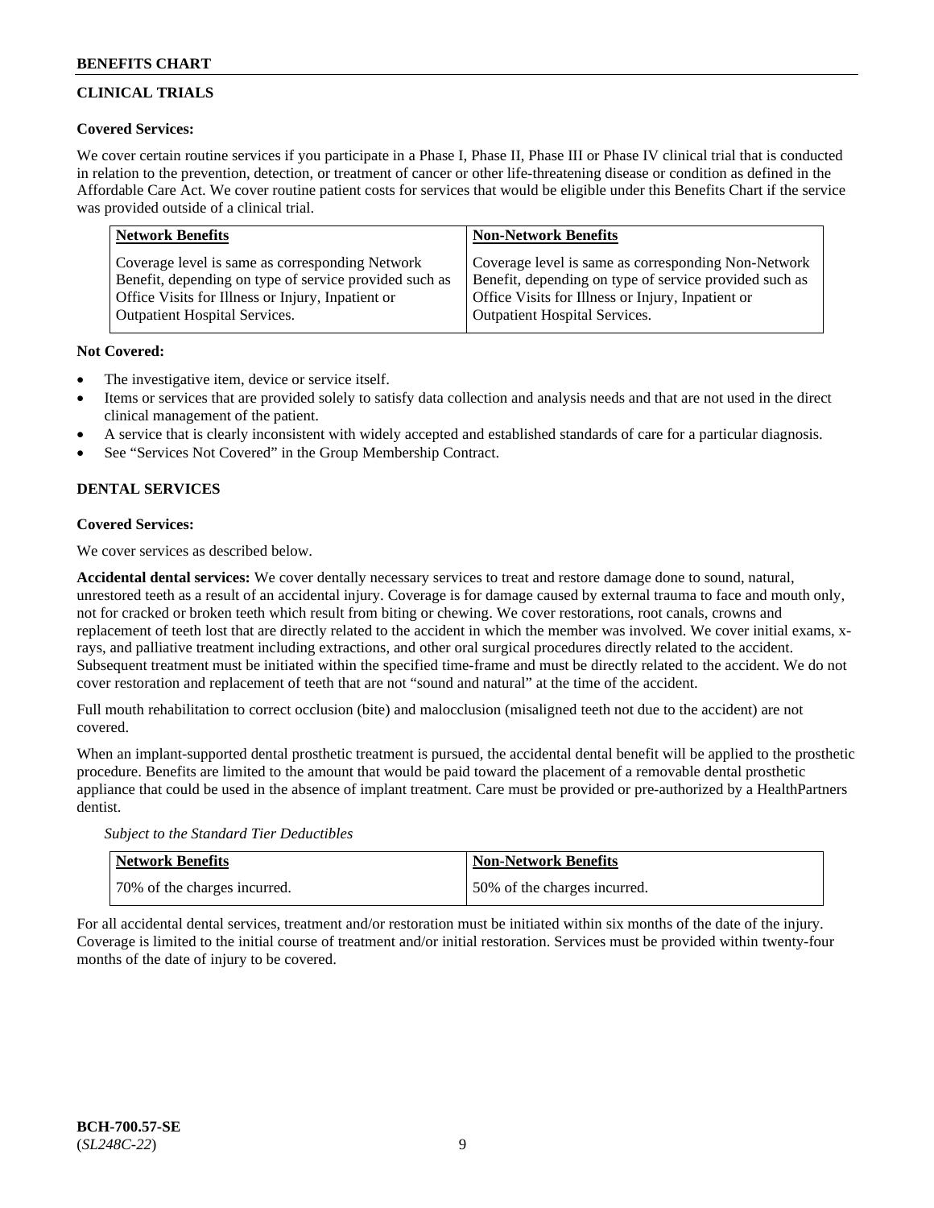## CLINICAL TRIALS

**Covered Services:**

We cover certain routine services if you participate in a Phase I, Phase II, Phase III or Phase IV clinical trial that is conducted in relation to the prevention, detection, or treatment of cancer or other life-threatening disease or condition as defined in the Affordable Care Act. We cover routine patient costs for services that would be eligible under this Benefits Chart if the service was provided outside of a clinical trial.

| Network Benefits | Non-Network Benefits |
|---|---|
| Coverage level is same as corresponding Network Benefit, depending on type of service provided such as Office Visits for Illness or Injury, Inpatient or Outpatient Hospital Services. | Coverage level is same as corresponding Non-Network Benefit, depending on type of service provided such as Office Visits for Illness or Injury, Inpatient or Outpatient Hospital Services. |

**Not Covered:**

- The investigative item, device or service itself.
- Items or services that are provided solely to satisfy data collection and analysis needs and that are not used in the direct clinical management of the patient.
- A service that is clearly inconsistent with widely accepted and established standards of care for a particular diagnosis.
- See "Services Not Covered" in the Group Membership Contract.

## DENTAL SERVICES

**Covered Services:**

We cover services as described below.

**Accidental dental services:** We cover dentally necessary services to treat and restore damage done to sound, natural, unrestored teeth as a result of an accidental injury. Coverage is for damage caused by external trauma to face and mouth only, not for cracked or broken teeth which result from biting or chewing. We cover restorations, root canals, crowns and replacement of teeth lost that are directly related to the accident in which the member was involved. We cover initial exams, x-rays, and palliative treatment including extractions, and other oral surgical procedures directly related to the accident. Subsequent treatment must be initiated within the specified time-frame and must be directly related to the accident. We do not cover restoration and replacement of teeth that are not "sound and natural" at the time of the accident.

Full mouth rehabilitation to correct occlusion (bite) and malocclusion (misaligned teeth not due to the accident) are not covered.

When an implant-supported dental prosthetic treatment is pursued, the accidental dental benefit will be applied to the prosthetic procedure. Benefits are limited to the amount that would be paid toward the placement of a removable dental prosthetic appliance that could be used in the absence of implant treatment. Care must be provided or pre-authorized by a HealthPartners dentist.

*Subject to the Standard Tier Deductibles*

| Network Benefits | Non-Network Benefits |
|---|---|
| 70% of the charges incurred. | 50% of the charges incurred. |

For all accidental dental services, treatment and/or restoration must be initiated within six months of the date of the injury. Coverage is limited to the initial course of treatment and/or initial restoration. Services must be provided within twenty-four months of the date of injury to be covered.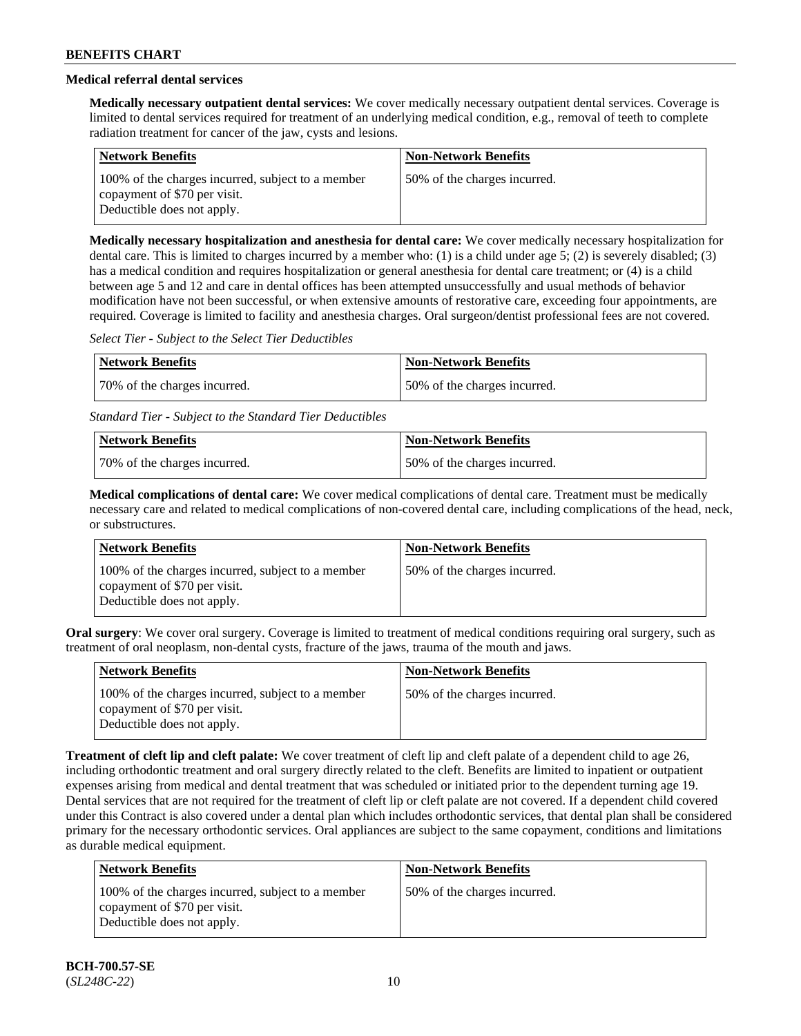### Medical referral dental services

**Medically necessary outpatient dental services:** We cover medically necessary outpatient dental services. Coverage is limited to dental services required for treatment of an underlying medical condition, e.g., removal of teeth to complete radiation treatment for cancer of the jaw, cysts and lesions.

| Network Benefits | Non-Network Benefits |
| --- | --- |
| 100% of the charges incurred, subject to a member copayment of $70 per visit. Deductible does not apply. | 50% of the charges incurred. |

**Medically necessary hospitalization and anesthesia for dental care:** We cover medically necessary hospitalization for dental care. This is limited to charges incurred by a member who: (1) is a child under age 5; (2) is severely disabled; (3) has a medical condition and requires hospitalization or general anesthesia for dental care treatment; or (4) is a child between age 5 and 12 and care in dental offices has been attempted unsuccessfully and usual methods of behavior modification have not been successful, or when extensive amounts of restorative care, exceeding four appointments, are required. Coverage is limited to facility and anesthesia charges. Oral surgeon/dentist professional fees are not covered.

*Select Tier - Subject to the Select Tier Deductibles*

| Network Benefits | Non-Network Benefits |
| --- | --- |
| 70% of the charges incurred. | 50% of the charges incurred. |

*Standard Tier - Subject to the Standard Tier Deductibles*

| Network Benefits | Non-Network Benefits |
| --- | --- |
| 70% of the charges incurred. | 50% of the charges incurred. |

**Medical complications of dental care:** We cover medical complications of dental care. Treatment must be medically necessary care and related to medical complications of non-covered dental care, including complications of the head, neck, or substructures.

| Network Benefits | Non-Network Benefits |
| --- | --- |
| 100% of the charges incurred, subject to a member copayment of $70 per visit. Deductible does not apply. | 50% of the charges incurred. |

**Oral surgery**: We cover oral surgery. Coverage is limited to treatment of medical conditions requiring oral surgery, such as treatment of oral neoplasm, non-dental cysts, fracture of the jaws, trauma of the mouth and jaws.

| Network Benefits | Non-Network Benefits |
| --- | --- |
| 100% of the charges incurred, subject to a member copayment of $70 per visit. Deductible does not apply. | 50% of the charges incurred. |

**Treatment of cleft lip and cleft palate:** We cover treatment of cleft lip and cleft palate of a dependent child to age 26, including orthodontic treatment and oral surgery directly related to the cleft. Benefits are limited to inpatient or outpatient expenses arising from medical and dental treatment that was scheduled or initiated prior to the dependent turning age 19. Dental services that are not required for the treatment of cleft lip or cleft palate are not covered. If a dependent child covered under this Contract is also covered under a dental plan which includes orthodontic services, that dental plan shall be considered primary for the necessary orthodontic services. Oral appliances are subject to the same copayment, conditions and limitations as durable medical equipment.

| Network Benefits | Non-Network Benefits |
| --- | --- |
| 100% of the charges incurred, subject to a member copayment of $70 per visit. Deductible does not apply. | 50% of the charges incurred. |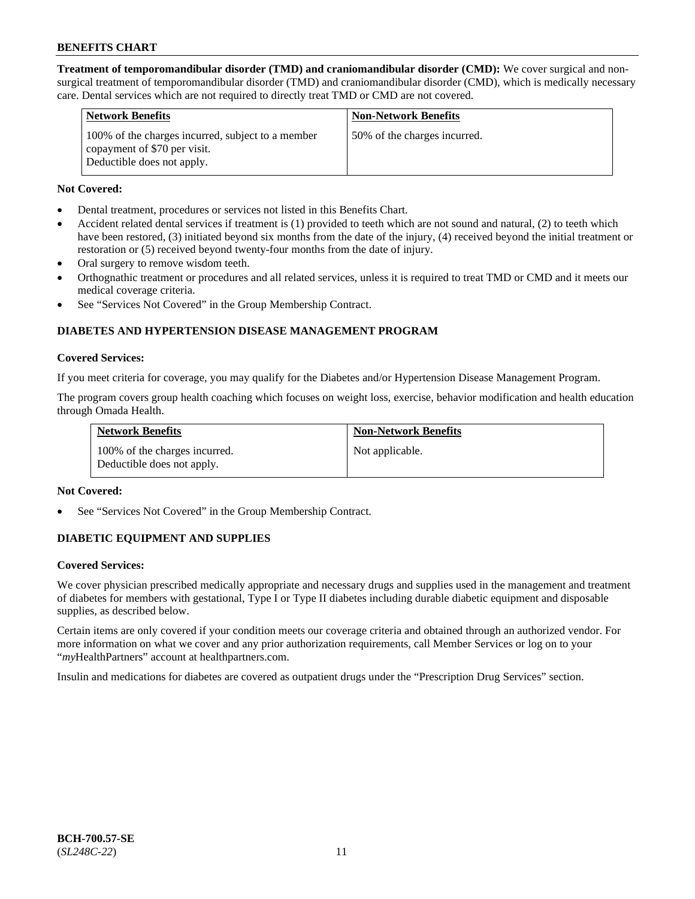**Treatment of temporomandibular disorder (TMD) and craniomandibular disorder (CMD):** We cover surgical and non-surgical treatment of temporomandibular disorder (TMD) and craniomandibular disorder (CMD), which is medically necessary care. Dental services which are not required to directly treat TMD or CMD are not covered.

| Network Benefits | Non-Network Benefits |
| --- | --- |
| 100% of the charges incurred, subject to a member copayment of $70 per visit. Deductible does not apply. | 50% of the charges incurred. |

**Not Covered:**

- Dental treatment, procedures or services not listed in this Benefits Chart.
- Accident related dental services if treatment is (1) provided to teeth which are not sound and natural, (2) to teeth which have been restored, (3) initiated beyond six months from the date of the injury, (4) received beyond the initial treatment or restoration or (5) received beyond twenty-four months from the date of injury.
- Oral surgery to remove wisdom teeth.
- Orthognathic treatment or procedures and all related services, unless it is required to treat TMD or CMD and it meets our medical coverage criteria.
- See "Services Not Covered" in the Group Membership Contract.

### DIABETES AND HYPERTENSION DISEASE MANAGEMENT PROGRAM

**Covered Services:**

If you meet criteria for coverage, you may qualify for the Diabetes and/or Hypertension Disease Management Program.

The program covers group health coaching which focuses on weight loss, exercise, behavior modification and health education through Omada Health.

| Network Benefits | Non-Network Benefits |
| --- | --- |
| 100% of the charges incurred. Deductible does not apply. | Not applicable. |

**Not Covered:**

- See "Services Not Covered" in the Group Membership Contract.

### DIABETIC EQUIPMENT AND SUPPLIES

**Covered Services:**

We cover physician prescribed medically appropriate and necessary drugs and supplies used in the management and treatment of diabetes for members with gestational, Type I or Type II diabetes including durable diabetic equipment and disposable supplies, as described below.

Certain items are only covered if your condition meets our coverage criteria and obtained through an authorized vendor. For more information on what we cover and any prior authorization requirements, call Member Services or log on to your "*my*HealthPartners" account at healthpartners.com.

Insulin and medications for diabetes are covered as outpatient drugs under the "Prescription Drug Services" section.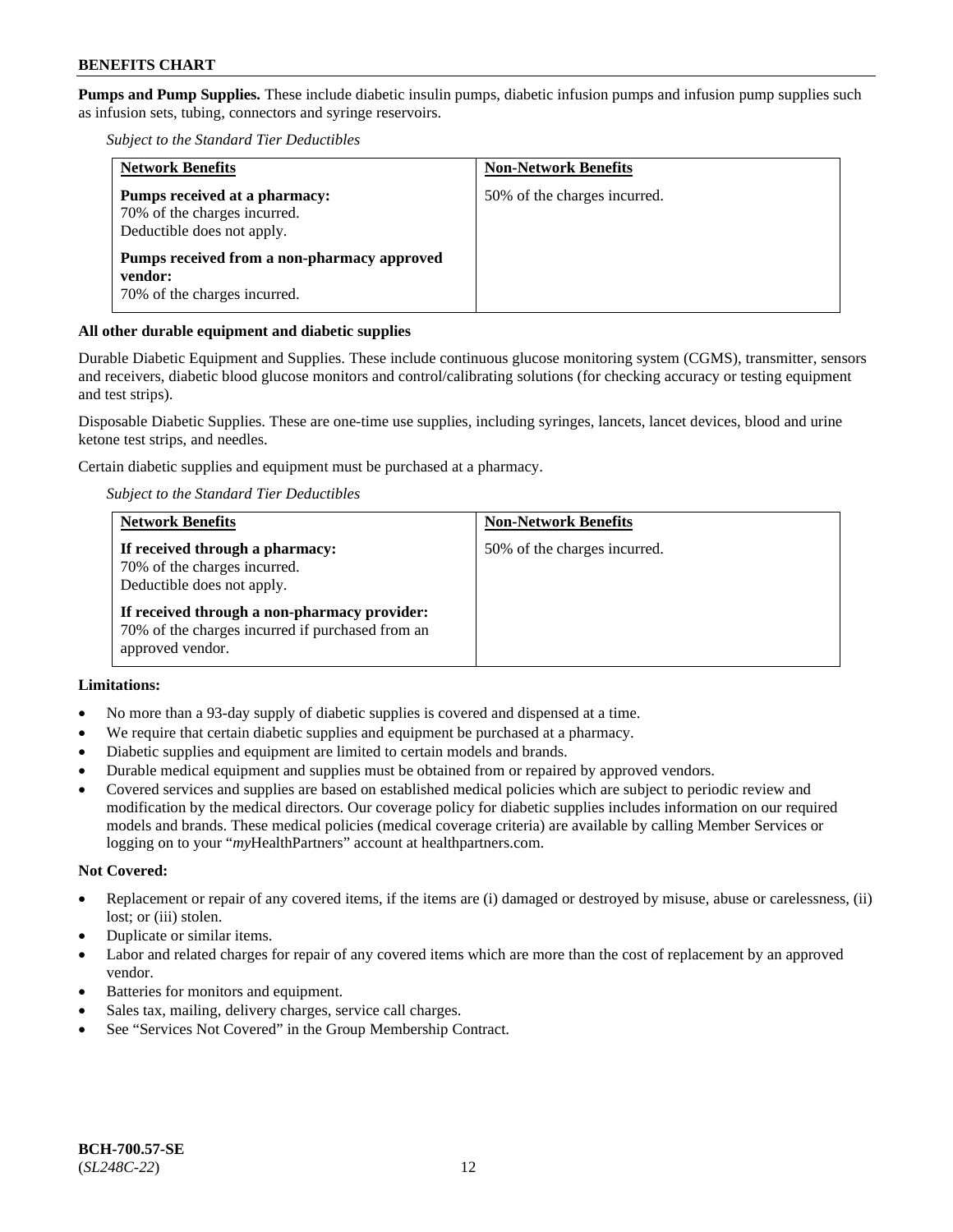**Pumps and Pump Supplies.** These include diabetic insulin pumps, diabetic infusion pumps and infusion pump supplies such as infusion sets, tubing, connectors and syringe reservoirs.

*Subject to the Standard Tier Deductibles*

| Network Benefits | Non-Network Benefits |
|---|---|
| **Pumps received at a pharmacy:**<br>70% of the charges incurred.<br>Deductible does not apply.<br><br>**Pumps received from a non-pharmacy approved vendor:**<br>70% of the charges incurred. | 50% of the charges incurred. |

**All other durable equipment and diabetic supplies**

Durable Diabetic Equipment and Supplies. These include continuous glucose monitoring system (CGMS), transmitter, sensors and receivers, diabetic blood glucose monitors and control/calibrating solutions (for checking accuracy or testing equipment and test strips).

Disposable Diabetic Supplies. These are one-time use supplies, including syringes, lancets, lancet devices, blood and urine ketone test strips, and needles.

Certain diabetic supplies and equipment must be purchased at a pharmacy.

*Subject to the Standard Tier Deductibles*

| Network Benefits | Non-Network Benefits |
|---|---|
| **If received through a pharmacy:**<br>70% of the charges incurred.<br>Deductible does not apply.<br><br>**If received through a non-pharmacy provider:**<br>70% of the charges incurred if purchased from an approved vendor. | 50% of the charges incurred. |

**Limitations:**

- No more than a 93-day supply of diabetic supplies is covered and dispensed at a time.
- We require that certain diabetic supplies and equipment be purchased at a pharmacy.
- Diabetic supplies and equipment are limited to certain models and brands.
- Durable medical equipment and supplies must be obtained from or repaired by approved vendors.
- Covered services and supplies are based on established medical policies which are subject to periodic review and modification by the medical directors. Our coverage policy for diabetic supplies includes information on our required models and brands. These medical policies (medical coverage criteria) are available by calling Member Services or logging on to your "*my*HealthPartners" account at healthpartners.com.

**Not Covered:**

- Replacement or repair of any covered items, if the items are (i) damaged or destroyed by misuse, abuse or carelessness, (ii) lost; or (iii) stolen.
- Duplicate or similar items.
- Labor and related charges for repair of any covered items which are more than the cost of replacement by an approved vendor.
- Batteries for monitors and equipment.
- Sales tax, mailing, delivery charges, service call charges.
- See "Services Not Covered" in the Group Membership Contract.

**BCH-700.57-SE**
(*SL248C-22*)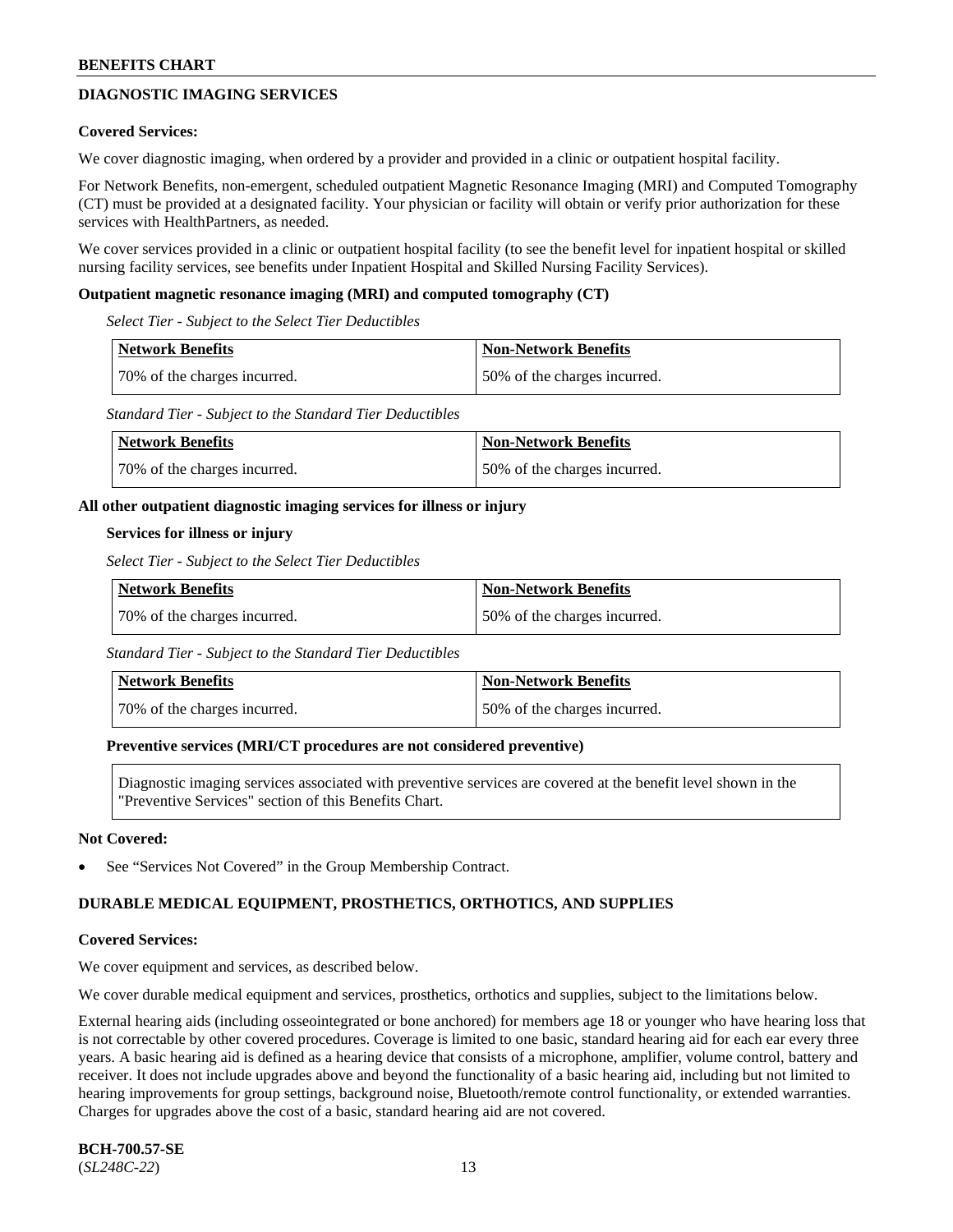## DIAGNOSTIC IMAGING SERVICES

**Covered Services:**

We cover diagnostic imaging, when ordered by a provider and provided in a clinic or outpatient hospital facility.

For Network Benefits, non-emergent, scheduled outpatient Magnetic Resonance Imaging (MRI) and Computed Tomography (CT) must be provided at a designated facility. Your physician or facility will obtain or verify prior authorization for these services with HealthPartners, as needed.

We cover services provided in a clinic or outpatient hospital facility (to see the benefit level for inpatient hospital or skilled nursing facility services, see benefits under Inpatient Hospital and Skilled Nursing Facility Services).

**Outpatient magnetic resonance imaging (MRI) and computed tomography (CT)**

*Select Tier - Subject to the Select Tier Deductibles*

| Network Benefits | Non-Network Benefits |
|---|---|
| 70% of the charges incurred. | 50% of the charges incurred. |

*Standard Tier - Subject to the Standard Tier Deductibles*

| Network Benefits | Non-Network Benefits |
|---|---|
| 70% of the charges incurred. | 50% of the charges incurred. |

**All other outpatient diagnostic imaging services for illness or injury**

**Services for illness or injury**

*Select Tier - Subject to the Select Tier Deductibles*

| Network Benefits | Non-Network Benefits |
|---|---|
| 70% of the charges incurred. | 50% of the charges incurred. |

*Standard Tier - Subject to the Standard Tier Deductibles*

| Network Benefits | Non-Network Benefits |
|---|---|
| 70% of the charges incurred. | 50% of the charges incurred. |

**Preventive services (MRI/CT procedures are not considered preventive)**

| Diagnostic imaging services associated with preventive services are covered at the benefit level shown in the "Preventive Services" section of this Benefits Chart. |
|---|

**Not Covered:**

- See "Services Not Covered" in the Group Membership Contract.

## DURABLE MEDICAL EQUIPMENT, PROSTHETICS, ORTHOTICS, AND SUPPLIES

**Covered Services:**

We cover equipment and services, as described below.

We cover durable medical equipment and services, prosthetics, orthotics and supplies, subject to the limitations below.

External hearing aids (including osseointegrated or bone anchored) for members age 18 or younger who have hearing loss that is not correctable by other covered procedures. Coverage is limited to one basic, standard hearing aid for each ear every three years. A basic hearing aid is defined as a hearing device that consists of a microphone, amplifier, volume control, battery and receiver. It does not include upgrades above and beyond the functionality of a basic hearing aid, including but not limited to hearing improvements for group settings, background noise, Bluetooth/remote control functionality, or extended warranties. Charges for upgrades above the cost of a basic, standard hearing aid are not covered.

**BCH-700.57-SE**
(*SL248C-22*)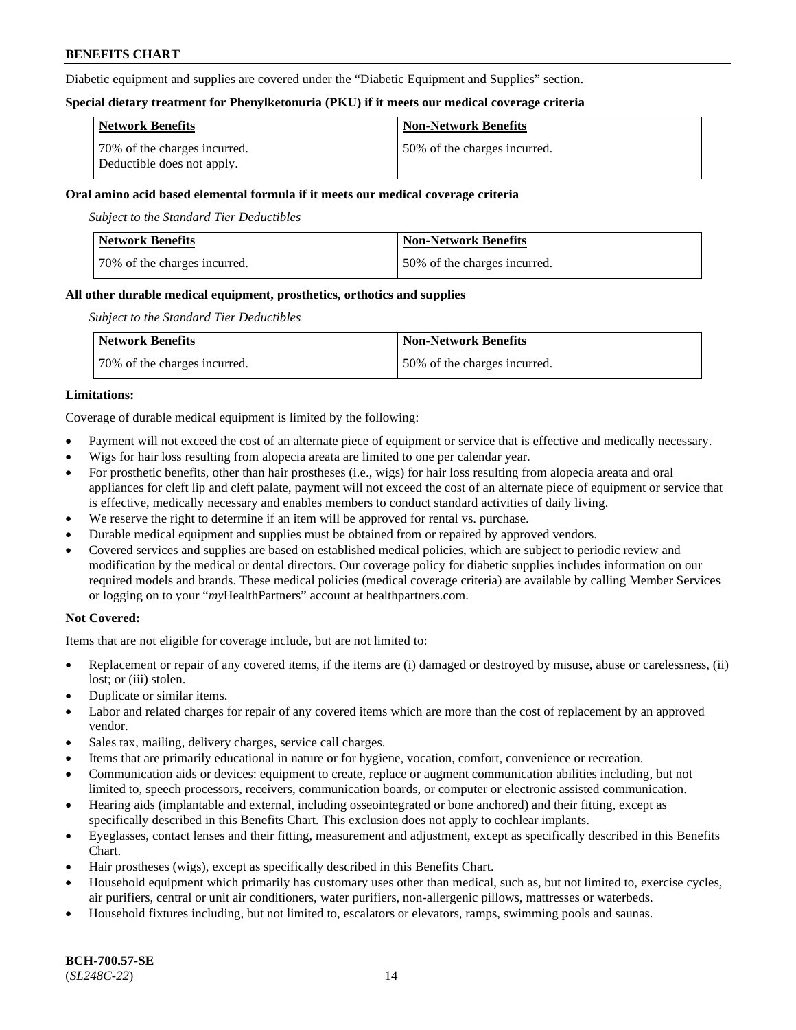Diabetic equipment and supplies are covered under the "Diabetic Equipment and Supplies" section.

**Special dietary treatment for Phenylketonuria (PKU) if it meets our medical coverage criteria**

| Network Benefits | Non-Network Benefits |
| --- | --- |
| 70% of the charges incurred. Deductible does not apply. | 50% of the charges incurred. |

**Oral amino acid based elemental formula if it meets our medical coverage criteria**

*Subject to the Standard Tier Deductibles*

| Network Benefits | Non-Network Benefits |
| --- | --- |
| 70% of the charges incurred. | 50% of the charges incurred. |

**All other durable medical equipment, prosthetics, orthotics and supplies**

*Subject to the Standard Tier Deductibles*

| Network Benefits | Non-Network Benefits |
| --- | --- |
| 70% of the charges incurred. | 50% of the charges incurred. |

**Limitations:**

Coverage of durable medical equipment is limited by the following:

- Payment will not exceed the cost of an alternate piece of equipment or service that is effective and medically necessary.
- Wigs for hair loss resulting from alopecia areata are limited to one per calendar year.
- For prosthetic benefits, other than hair prostheses (i.e., wigs) for hair loss resulting from alopecia areata and oral appliances for cleft lip and cleft palate, payment will not exceed the cost of an alternate piece of equipment or service that is effective, medically necessary and enables members to conduct standard activities of daily living.
- We reserve the right to determine if an item will be approved for rental vs. purchase.
- Durable medical equipment and supplies must be obtained from or repaired by approved vendors.
- Covered services and supplies are based on established medical policies, which are subject to periodic review and modification by the medical or dental directors. Our coverage policy for diabetic supplies includes information on our required models and brands. These medical policies (medical coverage criteria) are available by calling Member Services or logging on to your "*my*HealthPartners" account at healthpartners.com.

**Not Covered:**

Items that are not eligible for coverage include, but are not limited to:

- Replacement or repair of any covered items, if the items are (i) damaged or destroyed by misuse, abuse or carelessness, (ii) lost; or (iii) stolen.
- Duplicate or similar items.
- Labor and related charges for repair of any covered items which are more than the cost of replacement by an approved vendor.
- Sales tax, mailing, delivery charges, service call charges.
- Items that are primarily educational in nature or for hygiene, vocation, comfort, convenience or recreation.
- Communication aids or devices: equipment to create, replace or augment communication abilities including, but not limited to, speech processors, receivers, communication boards, or computer or electronic assisted communication.
- Hearing aids (implantable and external, including osseointegrated or bone anchored) and their fitting, except as specifically described in this Benefits Chart. This exclusion does not apply to cochlear implants.
- Eyeglasses, contact lenses and their fitting, measurement and adjustment, except as specifically described in this Benefits Chart.
- Hair prostheses (wigs), except as specifically described in this Benefits Chart.
- Household equipment which primarily has customary uses other than medical, such as, but not limited to, exercise cycles, air purifiers, central or unit air conditioners, water purifiers, non-allergenic pillows, mattresses or waterbeds.
- Household fixtures including, but not limited to, escalators or elevators, ramps, swimming pools and saunas.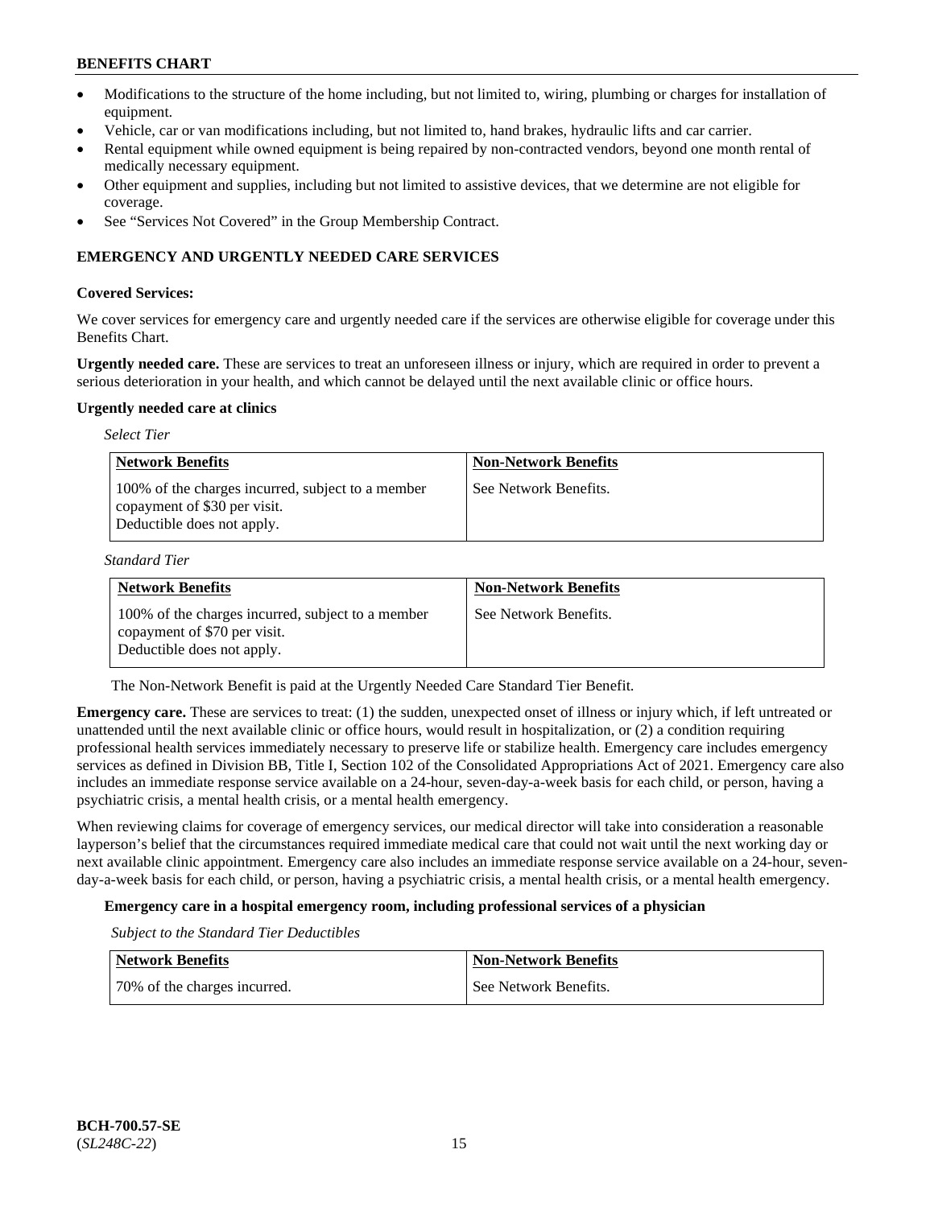- Modifications to the structure of the home including, but not limited to, wiring, plumbing or charges for installation of equipment.
- Vehicle, car or van modifications including, but not limited to, hand brakes, hydraulic lifts and car carrier.
- Rental equipment while owned equipment is being repaired by non-contracted vendors, beyond one month rental of medically necessary equipment.
- Other equipment and supplies, including but not limited to assistive devices, that we determine are not eligible for coverage.
- See "Services Not Covered" in the Group Membership Contract.

## EMERGENCY AND URGENTLY NEEDED CARE SERVICES

**Covered Services:**

We cover services for emergency care and urgently needed care if the services are otherwise eligible for coverage under this Benefits Chart.

**Urgently needed care.** These are services to treat an unforeseen illness or injury, which are required in order to prevent a serious deterioration in your health, and which cannot be delayed until the next available clinic or office hours.

**Urgently needed care at clinics**

*Select Tier*

| Network Benefits | Non-Network Benefits |
|---|---|
| 100% of the charges incurred, subject to a member copayment of $30 per visit. Deductible does not apply. | See Network Benefits. |

*Standard Tier*

| Network Benefits | Non-Network Benefits |
|---|---|
| 100% of the charges incurred, subject to a member copayment of $70 per visit. Deductible does not apply. | See Network Benefits. |

The Non-Network Benefit is paid at the Urgently Needed Care Standard Tier Benefit.

**Emergency care.** These are services to treat: (1) the sudden, unexpected onset of illness or injury which, if left untreated or unattended until the next available clinic or office hours, would result in hospitalization, or (2) a condition requiring professional health services immediately necessary to preserve life or stabilize health. Emergency care includes emergency services as defined in Division BB, Title I, Section 102 of the Consolidated Appropriations Act of 2021. Emergency care also includes an immediate response service available on a 24-hour, seven-day-a-week basis for each child, or person, having a psychiatric crisis, a mental health crisis, or a mental health emergency.

When reviewing claims for coverage of emergency services, our medical director will take into consideration a reasonable layperson's belief that the circumstances required immediate medical care that could not wait until the next working day or next available clinic appointment. Emergency care also includes an immediate response service available on a 24-hour, seven-day-a-week basis for each child, or person, having a psychiatric crisis, a mental health crisis, or a mental health emergency.

**Emergency care in a hospital emergency room, including professional services of a physician**

*Subject to the Standard Tier Deductibles*

| Network Benefits | Non-Network Benefits |
|---|---|
| 70% of the charges incurred. | See Network Benefits. |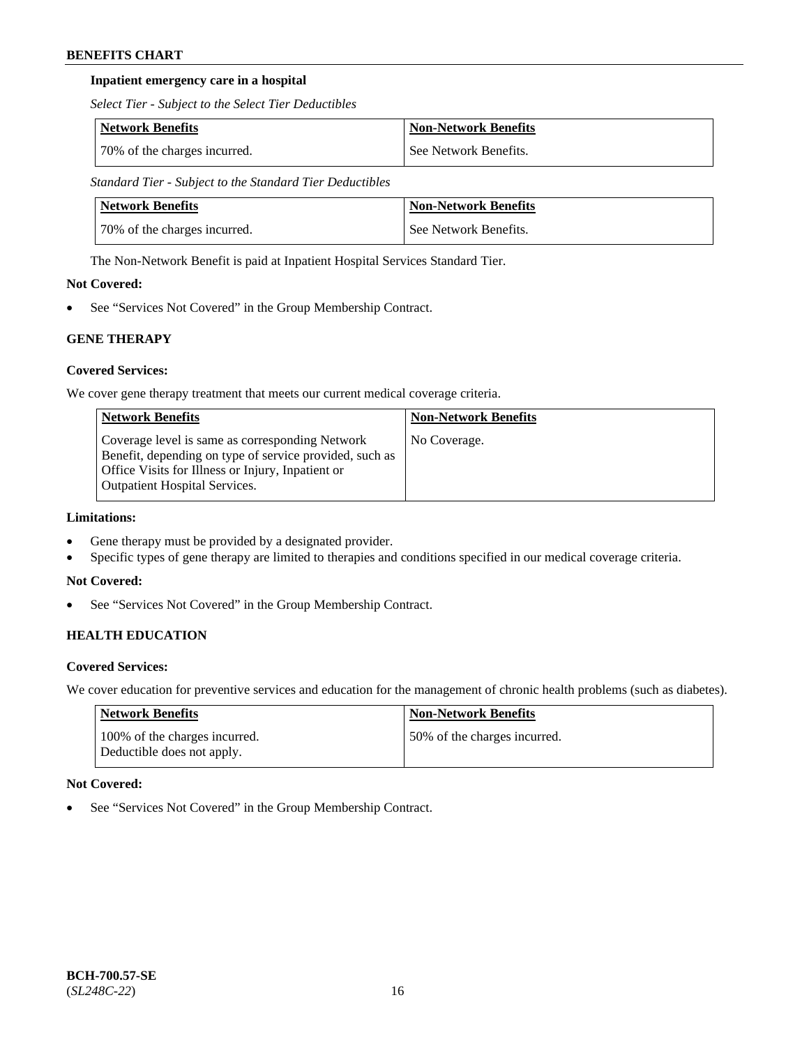**Inpatient emergency care in a hospital**

*Select Tier - Subject to the Select Tier Deductibles*

| Network Benefits | Non-Network Benefits |
|---|---|
| 70% of the charges incurred. | See Network Benefits. |

*Standard Tier - Subject to the Standard Tier Deductibles*

| Network Benefits | Non-Network Benefits |
|---|---|
| 70% of the charges incurred. | See Network Benefits. |

The Non-Network Benefit is paid at Inpatient Hospital Services Standard Tier.

**Not Covered:**

- See "Services Not Covered" in the Group Membership Contract.

### GENE THERAPY

**Covered Services:**

We cover gene therapy treatment that meets our current medical coverage criteria.

| Network Benefits | Non-Network Benefits |
|---|---|
| Coverage level is same as corresponding Network Benefit, depending on type of service provided, such as Office Visits for Illness or Injury, Inpatient or Outpatient Hospital Services. | No Coverage. |

**Limitations:**

- Gene therapy must be provided by a designated provider.
- Specific types of gene therapy are limited to therapies and conditions specified in our medical coverage criteria.

**Not Covered:**

- See "Services Not Covered" in the Group Membership Contract.

### HEALTH EDUCATION

**Covered Services:**

We cover education for preventive services and education for the management of chronic health problems (such as diabetes).

| Network Benefits | Non-Network Benefits |
|---|---|
| 100% of the charges incurred. Deductible does not apply. | 50% of the charges incurred. |

**Not Covered:**

- See "Services Not Covered" in the Group Membership Contract.

**BCH-700.57-SE**
(*SL248C-22*)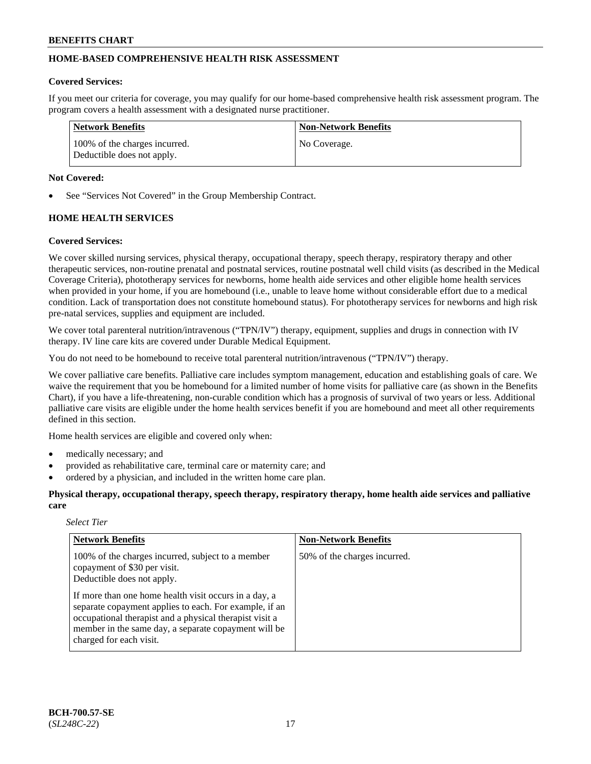## HOME-BASED COMPREHENSIVE HEALTH RISK ASSESSMENT

**Covered Services:**

If you meet our criteria for coverage, you may qualify for our home-based comprehensive health risk assessment program. The program covers a health assessment with a designated nurse practitioner.

| Network Benefits | Non-Network Benefits |
|---|---|
| 100% of the charges incurred.<br>Deductible does not apply. | No Coverage. |

**Not Covered:**

- See "Services Not Covered" in the Group Membership Contract.

## HOME HEALTH SERVICES

**Covered Services:**

We cover skilled nursing services, physical therapy, occupational therapy, speech therapy, respiratory therapy and other therapeutic services, non-routine prenatal and postnatal services, routine postnatal well child visits (as described in the Medical Coverage Criteria), phototherapy services for newborns, home health aide services and other eligible home health services when provided in your home, if you are homebound (i.e., unable to leave home without considerable effort due to a medical condition. Lack of transportation does not constitute homebound status). For phototherapy services for newborns and high risk pre-natal services, supplies and equipment are included.

We cover total parenteral nutrition/intravenous ("TPN/IV") therapy, equipment, supplies and drugs in connection with IV therapy. IV line care kits are covered under Durable Medical Equipment.

You do not need to be homebound to receive total parenteral nutrition/intravenous ("TPN/IV") therapy.

We cover palliative care benefits. Palliative care includes symptom management, education and establishing goals of care. We waive the requirement that you be homebound for a limited number of home visits for palliative care (as shown in the Benefits Chart), if you have a life-threatening, non-curable condition which has a prognosis of survival of two years or less. Additional palliative care visits are eligible under the home health services benefit if you are homebound and meet all other requirements defined in this section.

Home health services are eligible and covered only when:

- medically necessary; and
- provided as rehabilitative care, terminal care or maternity care; and
- ordered by a physician, and included in the written home care plan.

**Physical therapy, occupational therapy, speech therapy, respiratory therapy, home health aide services and palliative care**

*Select Tier*

| Network Benefits | Non-Network Benefits |
|---|---|
| 100% of the charges incurred, subject to a member copayment of $30 per visit.<br>Deductible does not apply.<br><br>If more than one home health visit occurs in a day, a separate copayment applies to each. For example, if an occupational therapist and a physical therapist visit a member in the same day, a separate copayment will be charged for each visit. | 50% of the charges incurred. |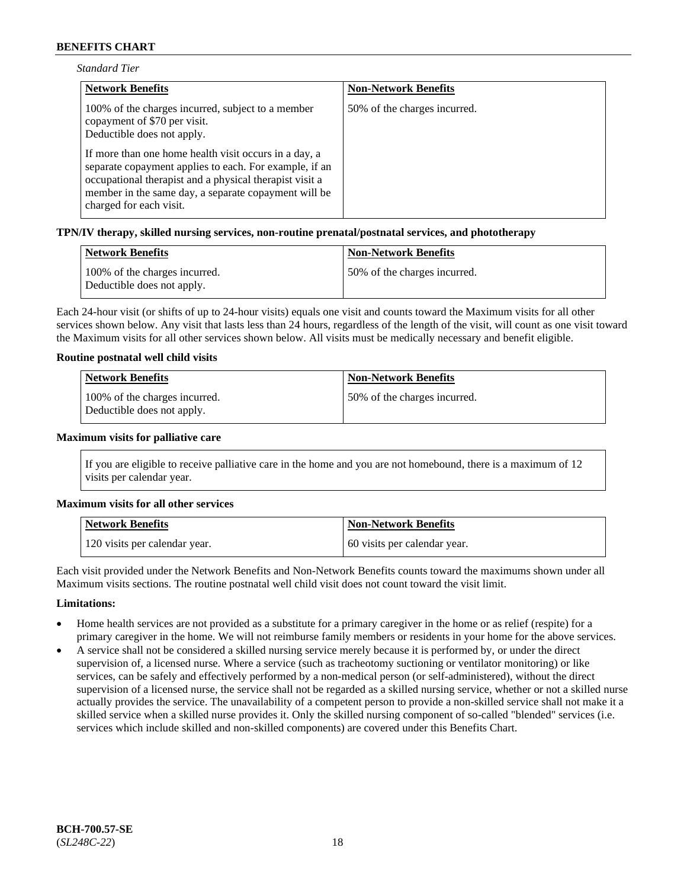*Standard Tier*

| Network Benefits | Non-Network Benefits |
|---|---|
| 100% of the charges incurred, subject to a member copayment of $70 per visit. Deductible does not apply. If more than one home health visit occurs in a day, a separate copayment applies to each. For example, if an occupational therapist and a physical therapist visit a member in the same day, a separate copayment will be charged for each visit. | 50% of the charges incurred. |

**TPN/IV therapy, skilled nursing services, non-routine prenatal/postnatal services, and phototherapy**

| Network Benefits | Non-Network Benefits |
|---|---|
| 100% of the charges incurred. Deductible does not apply. | 50% of the charges incurred. |

Each 24-hour visit (or shifts of up to 24-hour visits) equals one visit and counts toward the Maximum visits for all other services shown below. Any visit that lasts less than 24 hours, regardless of the length of the visit, will count as one visit toward the Maximum visits for all other services shown below. All visits must be medically necessary and benefit eligible.

**Routine postnatal well child visits**

| Network Benefits | Non-Network Benefits |
|---|---|
| 100% of the charges incurred. Deductible does not apply. | 50% of the charges incurred. |

**Maximum visits for palliative care**

| If you are eligible to receive palliative care in the home and you are not homebound, there is a maximum of 12 visits per calendar year. |
|---|

**Maximum visits for all other services**

| Network Benefits | Non-Network Benefits |
|---|---|
| 120 visits per calendar year. | 60 visits per calendar year. |

Each visit provided under the Network Benefits and Non-Network Benefits counts toward the maximums shown under all Maximum visits sections. The routine postnatal well child visit does not count toward the visit limit.

**Limitations:**

- Home health services are not provided as a substitute for a primary caregiver in the home or as relief (respite) for a primary caregiver in the home. We will not reimburse family members or residents in your home for the above services.
- A service shall not be considered a skilled nursing service merely because it is performed by, or under the direct supervision of, a licensed nurse. Where a service (such as tracheotomy suctioning or ventilator monitoring) or like services, can be safely and effectively performed by a non-medical person (or self-administered), without the direct supervision of a licensed nurse, the service shall not be regarded as a skilled nursing service, whether or not a skilled nurse actually provides the service. The unavailability of a competent person to provide a non-skilled service shall not make it a skilled service when a skilled nurse provides it. Only the skilled nursing component of so-called "blended" services (i.e. services which include skilled and non-skilled components) are covered under this Benefits Chart.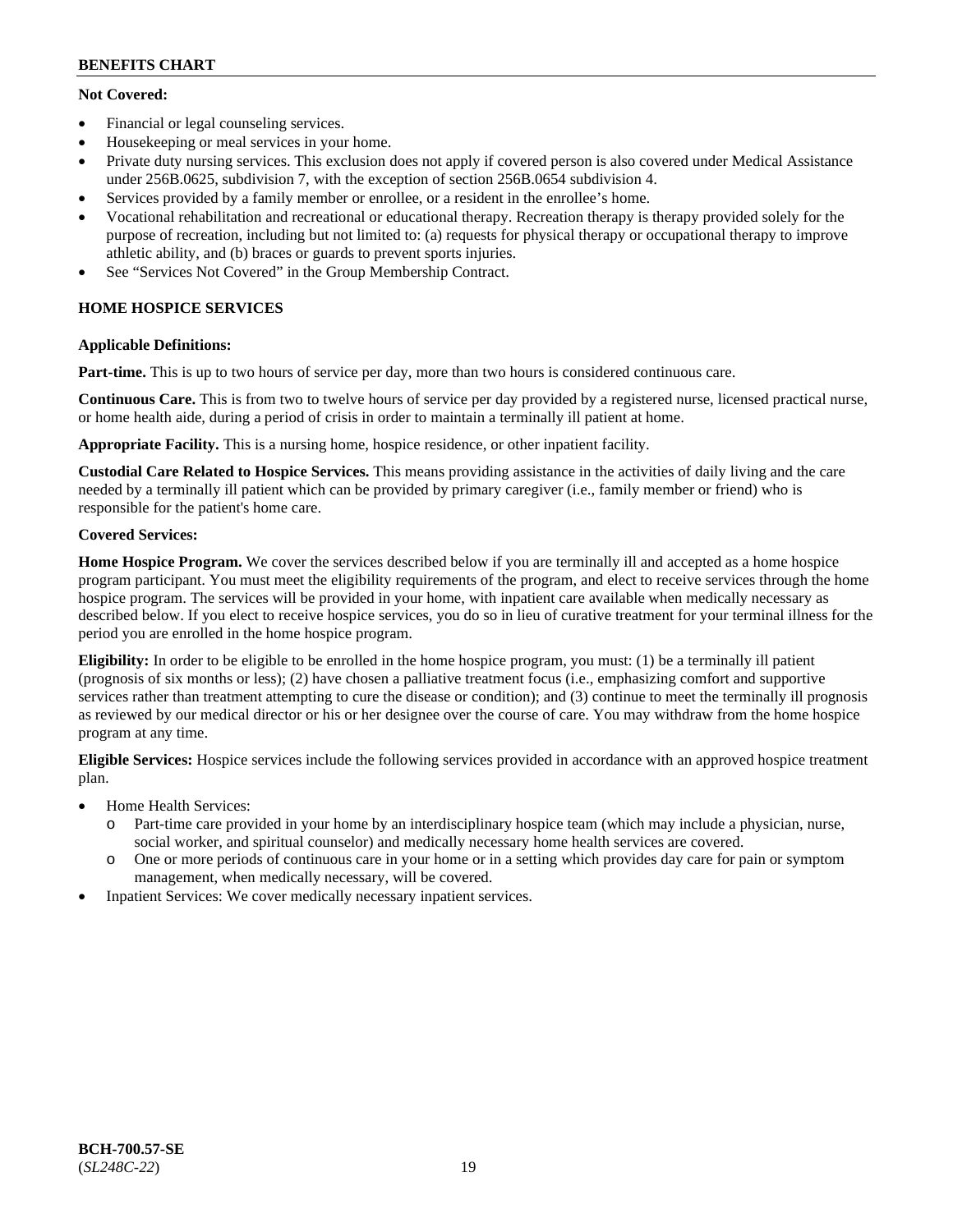**Not Covered:**

- Financial or legal counseling services.
- Housekeeping or meal services in your home.
- Private duty nursing services. This exclusion does not apply if covered person is also covered under Medical Assistance under 256B.0625, subdivision 7, with the exception of section 256B.0654 subdivision 4.
- Services provided by a family member or enrollee, or a resident in the enrollee's home.
- Vocational rehabilitation and recreational or educational therapy. Recreation therapy is therapy provided solely for the purpose of recreation, including but not limited to: (a) requests for physical therapy or occupational therapy to improve athletic ability, and (b) braces or guards to prevent sports injuries.
- See "Services Not Covered" in the Group Membership Contract.

## HOME HOSPICE SERVICES

**Applicable Definitions:**

**Part-time.** This is up to two hours of service per day, more than two hours is considered continuous care.

**Continuous Care.** This is from two to twelve hours of service per day provided by a registered nurse, licensed practical nurse, or home health aide, during a period of crisis in order to maintain a terminally ill patient at home.

**Appropriate Facility.** This is a nursing home, hospice residence, or other inpatient facility.

**Custodial Care Related to Hospice Services.** This means providing assistance in the activities of daily living and the care needed by a terminally ill patient which can be provided by primary caregiver (i.e., family member or friend) who is responsible for the patient's home care.

**Covered Services:**

**Home Hospice Program.** We cover the services described below if you are terminally ill and accepted as a home hospice program participant. You must meet the eligibility requirements of the program, and elect to receive services through the home hospice program. The services will be provided in your home, with inpatient care available when medically necessary as described below. If you elect to receive hospice services, you do so in lieu of curative treatment for your terminal illness for the period you are enrolled in the home hospice program.

**Eligibility:** In order to be eligible to be enrolled in the home hospice program, you must: (1) be a terminally ill patient (prognosis of six months or less); (2) have chosen a palliative treatment focus (i.e., emphasizing comfort and supportive services rather than treatment attempting to cure the disease or condition); and (3) continue to meet the terminally ill prognosis as reviewed by our medical director or his or her designee over the course of care. You may withdraw from the home hospice program at any time.

**Eligible Services:** Hospice services include the following services provided in accordance with an approved hospice treatment plan.

- Home Health Services:
  - Part-time care provided in your home by an interdisciplinary hospice team (which may include a physician, nurse, social worker, and spiritual counselor) and medically necessary home health services are covered.
  - One or more periods of continuous care in your home or in a setting which provides day care for pain or symptom management, when medically necessary, will be covered.
- Inpatient Services: We cover medically necessary inpatient services.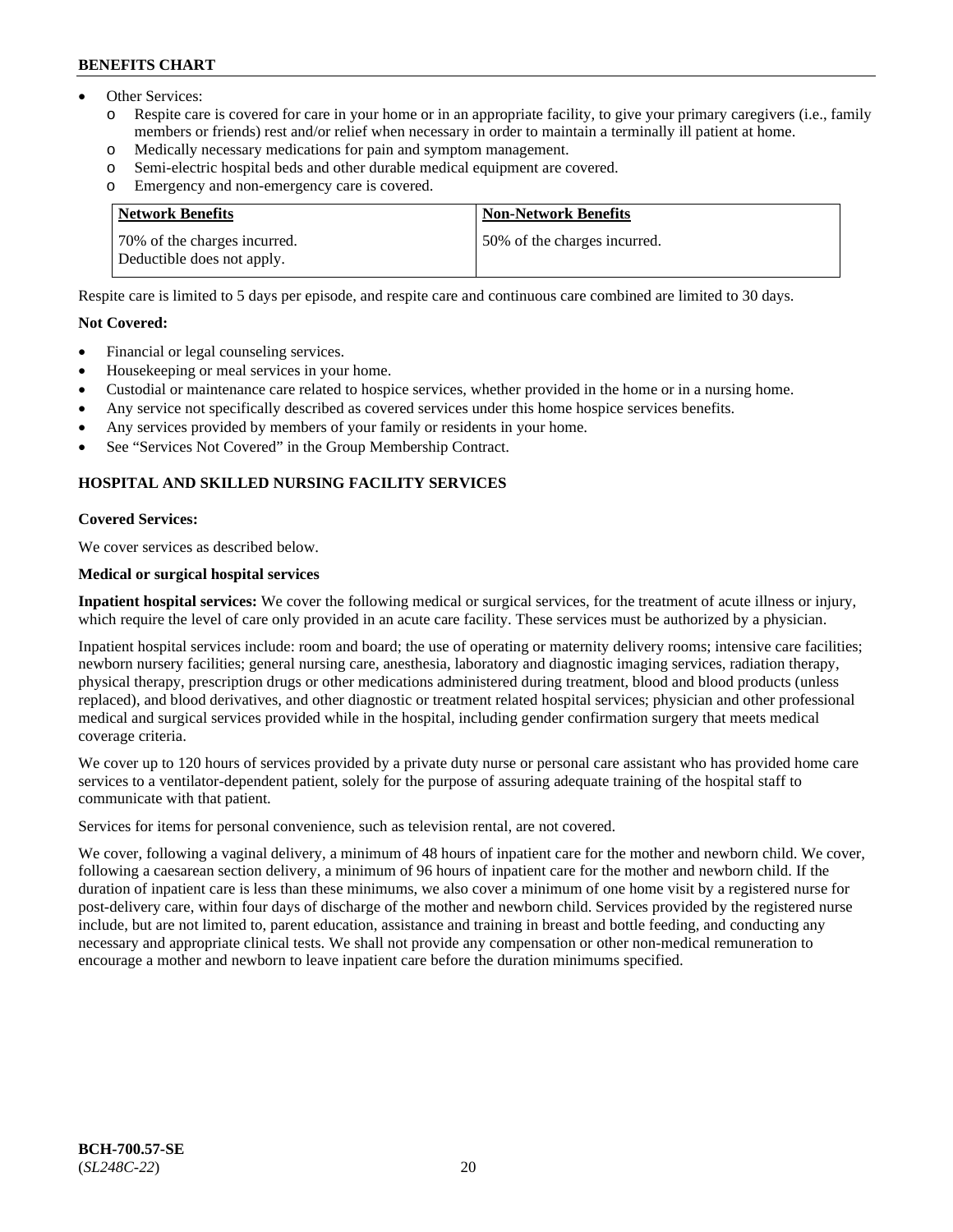- Other Services:
  - o Respite care is covered for care in your home or in an appropriate facility, to give your primary caregivers (i.e., family members or friends) rest and/or relief when necessary in order to maintain a terminally ill patient at home.
  - o Medically necessary medications for pain and symptom management.
  - o Semi-electric hospital beds and other durable medical equipment are covered.
  - o Emergency and non-emergency care is covered.

| Network Benefits | Non-Network Benefits |
|---|---|
| 70% of the charges incurred. Deductible does not apply. | 50% of the charges incurred. |

Respite care is limited to 5 days per episode, and respite care and continuous care combined are limited to 30 days.

**Not Covered:**

- Financial or legal counseling services.
- Housekeeping or meal services in your home.
- Custodial or maintenance care related to hospice services, whether provided in the home or in a nursing home.
- Any service not specifically described as covered services under this home hospice services benefits.
- Any services provided by members of your family or residents in your home.
- See "Services Not Covered" in the Group Membership Contract.

## HOSPITAL AND SKILLED NURSING FACILITY SERVICES

**Covered Services:**

We cover services as described below.

**Medical or surgical hospital services**

**Inpatient hospital services:** We cover the following medical or surgical services, for the treatment of acute illness or injury, which require the level of care only provided in an acute care facility. These services must be authorized by a physician.

Inpatient hospital services include: room and board; the use of operating or maternity delivery rooms; intensive care facilities; newborn nursery facilities; general nursing care, anesthesia, laboratory and diagnostic imaging services, radiation therapy, physical therapy, prescription drugs or other medications administered during treatment, blood and blood products (unless replaced), and blood derivatives, and other diagnostic or treatment related hospital services; physician and other professional medical and surgical services provided while in the hospital, including gender confirmation surgery that meets medical coverage criteria.

We cover up to 120 hours of services provided by a private duty nurse or personal care assistant who has provided home care services to a ventilator-dependent patient, solely for the purpose of assuring adequate training of the hospital staff to communicate with that patient.

Services for items for personal convenience, such as television rental, are not covered.

We cover, following a vaginal delivery, a minimum of 48 hours of inpatient care for the mother and newborn child. We cover, following a caesarean section delivery, a minimum of 96 hours of inpatient care for the mother and newborn child. If the duration of inpatient care is less than these minimums, we also cover a minimum of one home visit by a registered nurse for post-delivery care, within four days of discharge of the mother and newborn child. Services provided by the registered nurse include, but are not limited to, parent education, assistance and training in breast and bottle feeding, and conducting any necessary and appropriate clinical tests. We shall not provide any compensation or other non-medical remuneration to encourage a mother and newborn to leave inpatient care before the duration minimums specified.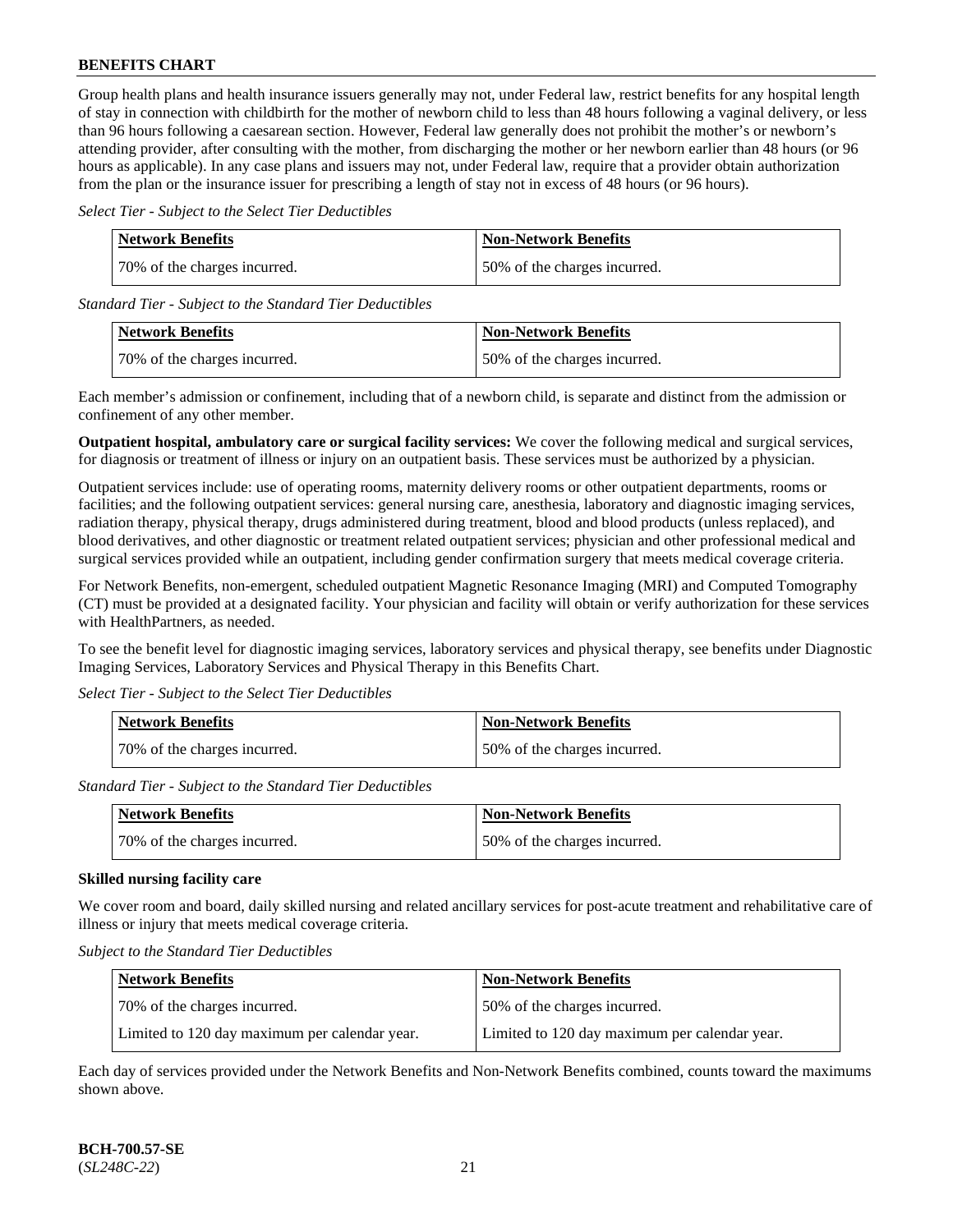Group health plans and health insurance issuers generally may not, under Federal law, restrict benefits for any hospital length of stay in connection with childbirth for the mother of newborn child to less than 48 hours following a vaginal delivery, or less than 96 hours following a caesarean section. However, Federal law generally does not prohibit the mother's or newborn's attending provider, after consulting with the mother, from discharging the mother or her newborn earlier than 48 hours (or 96 hours as applicable). In any case plans and issuers may not, under Federal law, require that a provider obtain authorization from the plan or the insurance issuer for prescribing a length of stay not in excess of 48 hours (or 96 hours).

*Select Tier - Subject to the Select Tier Deductibles*

| Network Benefits | Non-Network Benefits |
|---|---|
| 70% of the charges incurred. | 50% of the charges incurred. |

*Standard Tier - Subject to the Standard Tier Deductibles*

| Network Benefits | Non-Network Benefits |
|---|---|
| 70% of the charges incurred. | 50% of the charges incurred. |

Each member's admission or confinement, including that of a newborn child, is separate and distinct from the admission or confinement of any other member.

**Outpatient hospital, ambulatory care or surgical facility services:** We cover the following medical and surgical services, for diagnosis or treatment of illness or injury on an outpatient basis. These services must be authorized by a physician.

Outpatient services include: use of operating rooms, maternity delivery rooms or other outpatient departments, rooms or facilities; and the following outpatient services: general nursing care, anesthesia, laboratory and diagnostic imaging services, radiation therapy, physical therapy, drugs administered during treatment, blood and blood products (unless replaced), and blood derivatives, and other diagnostic or treatment related outpatient services; physician and other professional medical and surgical services provided while an outpatient, including gender confirmation surgery that meets medical coverage criteria.

For Network Benefits, non-emergent, scheduled outpatient Magnetic Resonance Imaging (MRI) and Computed Tomography (CT) must be provided at a designated facility. Your physician and facility will obtain or verify authorization for these services with HealthPartners, as needed.

To see the benefit level for diagnostic imaging services, laboratory services and physical therapy, see benefits under Diagnostic Imaging Services, Laboratory Services and Physical Therapy in this Benefits Chart.

*Select Tier - Subject to the Select Tier Deductibles*

| Network Benefits | Non-Network Benefits |
|---|---|
| 70% of the charges incurred. | 50% of the charges incurred. |

*Standard Tier - Subject to the Standard Tier Deductibles*

| Network Benefits | Non-Network Benefits |
|---|---|
| 70% of the charges incurred. | 50% of the charges incurred. |

**Skilled nursing facility care**

We cover room and board, daily skilled nursing and related ancillary services for post-acute treatment and rehabilitative care of illness or injury that meets medical coverage criteria.

*Subject to the Standard Tier Deductibles*

| Network Benefits | Non-Network Benefits |
|---|---|
| 70% of the charges incurred. | 50% of the charges incurred. |
| Limited to 120 day maximum per calendar year. | Limited to 120 day maximum per calendar year. |

Each day of services provided under the Network Benefits and Non-Network Benefits combined, counts toward the maximums shown above.

**BCH-700.57-SE**
(*SL248C-22*)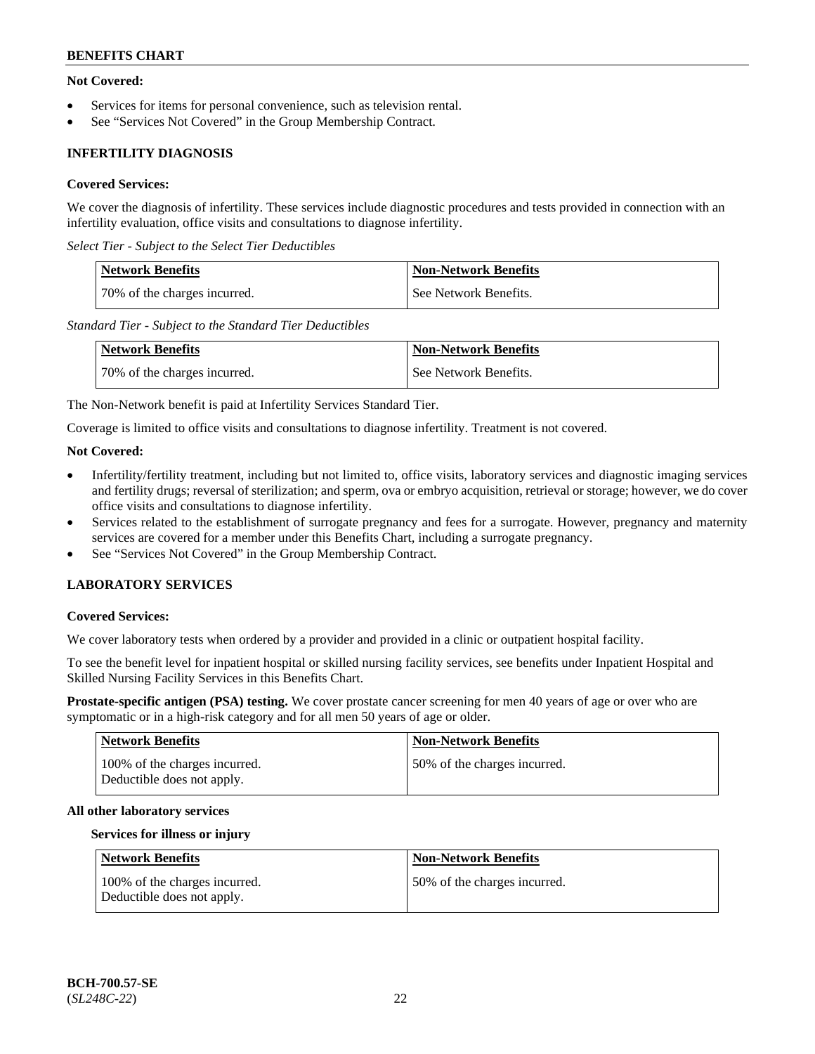**Not Covered:**

- Services for items for personal convenience, such as television rental.
- See "Services Not Covered" in the Group Membership Contract.

## INFERTILITY DIAGNOSIS

**Covered Services:**

We cover the diagnosis of infertility. These services include diagnostic procedures and tests provided in connection with an infertility evaluation, office visits and consultations to diagnose infertility.

*Select Tier - Subject to the Select Tier Deductibles*

| Network Benefits | Non-Network Benefits |
| --- | --- |
| 70% of the charges incurred. | See Network Benefits. |

*Standard Tier - Subject to the Standard Tier Deductibles*

| Network Benefits | Non-Network Benefits |
| --- | --- |
| 70% of the charges incurred. | See Network Benefits. |

The Non-Network benefit is paid at Infertility Services Standard Tier.

Coverage is limited to office visits and consultations to diagnose infertility. Treatment is not covered.

**Not Covered:**

- Infertility/fertility treatment, including but not limited to, office visits, laboratory services and diagnostic imaging services and fertility drugs; reversal of sterilization; and sperm, ova or embryo acquisition, retrieval or storage; however, we do cover office visits and consultations to diagnose infertility.
- Services related to the establishment of surrogate pregnancy and fees for a surrogate. However, pregnancy and maternity services are covered for a member under this Benefits Chart, including a surrogate pregnancy.
- See "Services Not Covered" in the Group Membership Contract.

## LABORATORY SERVICES

**Covered Services:**

We cover laboratory tests when ordered by a provider and provided in a clinic or outpatient hospital facility.

To see the benefit level for inpatient hospital or skilled nursing facility services, see benefits under Inpatient Hospital and Skilled Nursing Facility Services in this Benefits Chart.

**Prostate-specific antigen (PSA) testing.** We cover prostate cancer screening for men 40 years of age or over who are symptomatic or in a high-risk category and for all men 50 years of age or older.

| Network Benefits | Non-Network Benefits |
| --- | --- |
| 100% of the charges incurred. Deductible does not apply. | 50% of the charges incurred. |

**All other laboratory services**

**Services for illness or injury**

| Network Benefits | Non-Network Benefits |
| --- | --- |
| 100% of the charges incurred. Deductible does not apply. | 50% of the charges incurred. |

BCH-700.57-SE
(*SL248C-22*)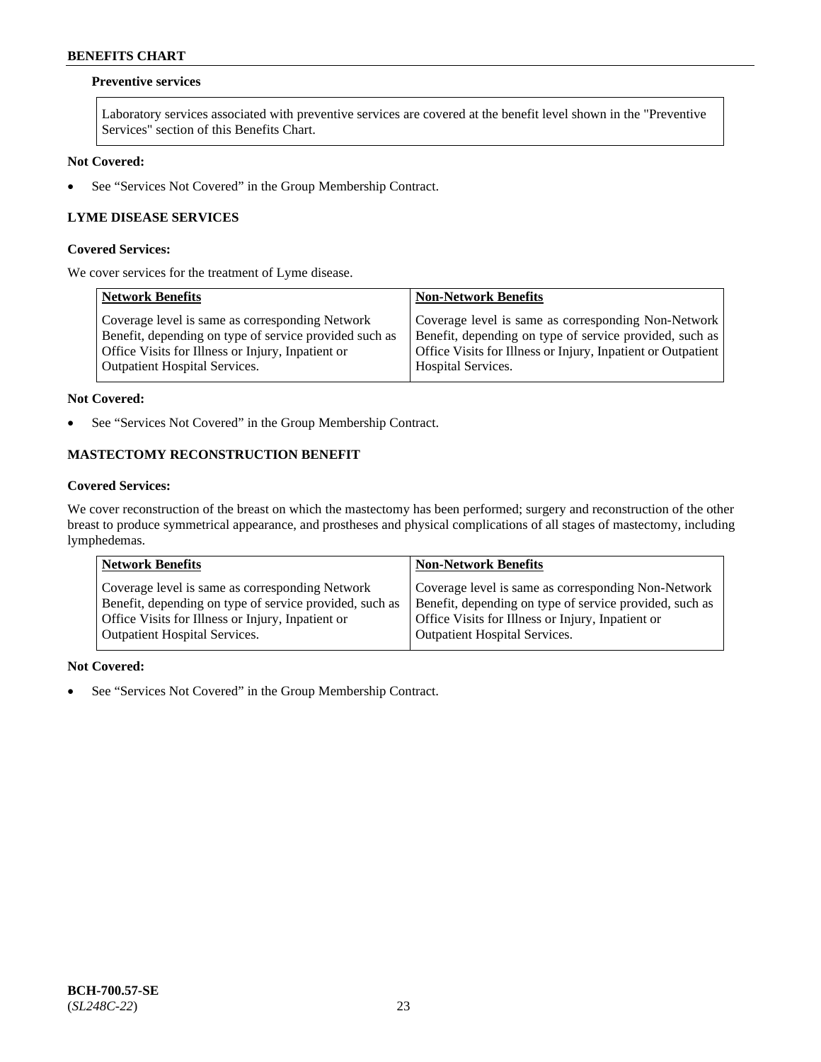**Preventive services**

| Laboratory services associated with preventive services are covered at the benefit level shown in the "Preventive Services" section of this Benefits Chart. |
| --- |

**Not Covered:**

- See "Services Not Covered" in the Group Membership Contract.

## LYME DISEASE SERVICES

**Covered Services:**

We cover services for the treatment of Lyme disease.

| Network Benefits | Non-Network Benefits |
| --- | --- |
| Coverage level is same as corresponding Network Benefit, depending on type of service provided such as Office Visits for Illness or Injury, Inpatient or Outpatient Hospital Services. | Coverage level is same as corresponding Non-Network Benefit, depending on type of service provided, such as Office Visits for Illness or Injury, Inpatient or Outpatient Hospital Services. |

**Not Covered:**

- See "Services Not Covered" in the Group Membership Contract.

## MASTECTOMY RECONSTRUCTION BENEFIT

**Covered Services:**

We cover reconstruction of the breast on which the mastectomy has been performed; surgery and reconstruction of the other breast to produce symmetrical appearance, and prostheses and physical complications of all stages of mastectomy, including lymphedemas.

| Network Benefits | Non-Network Benefits |
| --- | --- |
| Coverage level is same as corresponding Network Benefit, depending on type of service provided, such as Office Visits for Illness or Injury, Inpatient or Outpatient Hospital Services. | Coverage level is same as corresponding Non-Network Benefit, depending on type of service provided, such as Office Visits for Illness or Injury, Inpatient or Outpatient Hospital Services. |

**Not Covered:**

- See "Services Not Covered" in the Group Membership Contract.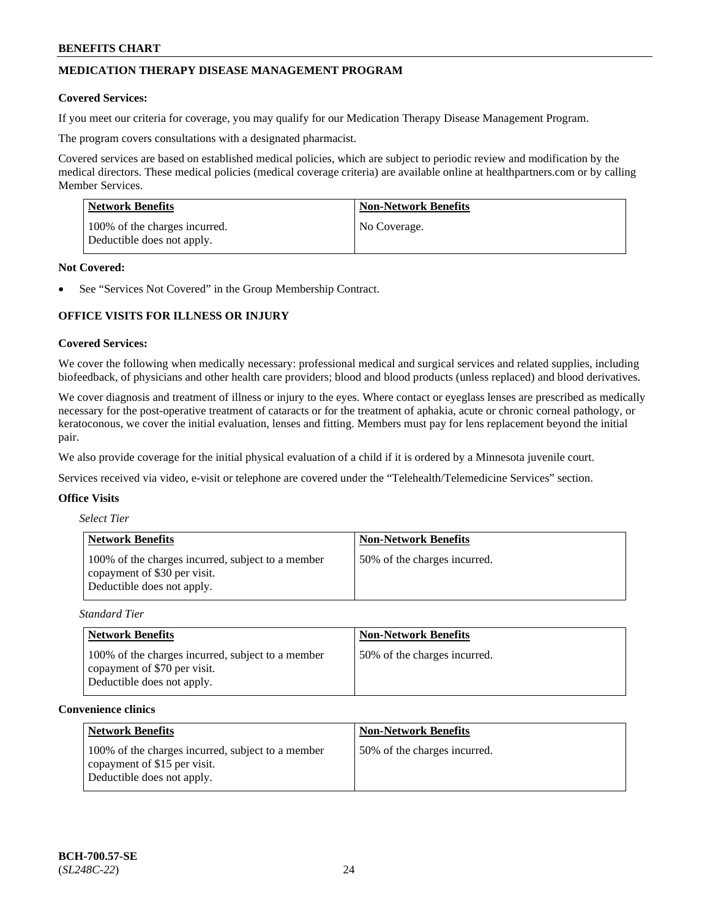## MEDICATION THERAPY DISEASE MANAGEMENT PROGRAM

**Covered Services:**

If you meet our criteria for coverage, you may qualify for our Medication Therapy Disease Management Program.

The program covers consultations with a designated pharmacist.

Covered services are based on established medical policies, which are subject to periodic review and modification by the medical directors. These medical policies (medical coverage criteria) are available online at healthpartners.com or by calling Member Services.

| Network Benefits | Non-Network Benefits |
|---|---|
| 100% of the charges incurred. Deductible does not apply. | No Coverage. |

**Not Covered:**

- See "Services Not Covered" in the Group Membership Contract.

## OFFICE VISITS FOR ILLNESS OR INJURY

**Covered Services:**

We cover the following when medically necessary: professional medical and surgical services and related supplies, including biofeedback, of physicians and other health care providers; blood and blood products (unless replaced) and blood derivatives.

We cover diagnosis and treatment of illness or injury to the eyes. Where contact or eyeglass lenses are prescribed as medically necessary for the post-operative treatment of cataracts or for the treatment of aphakia, acute or chronic corneal pathology, or keratoconous, we cover the initial evaluation, lenses and fitting. Members must pay for lens replacement beyond the initial pair.

We also provide coverage for the initial physical evaluation of a child if it is ordered by a Minnesota juvenile court.

Services received via video, e-visit or telephone are covered under the "Telehealth/Telemedicine Services" section.

**Office Visits**

*Select Tier*

| Network Benefits | Non-Network Benefits |
|---|---|
| 100% of the charges incurred, subject to a member copayment of $30 per visit. Deductible does not apply. | 50% of the charges incurred. |

*Standard Tier*

| Network Benefits | Non-Network Benefits |
|---|---|
| 100% of the charges incurred, subject to a member copayment of $70 per visit. Deductible does not apply. | 50% of the charges incurred. |

**Convenience clinics**

| Network Benefits | Non-Network Benefits |
|---|---|
| 100% of the charges incurred, subject to a member copayment of $15 per visit. Deductible does not apply. | 50% of the charges incurred. |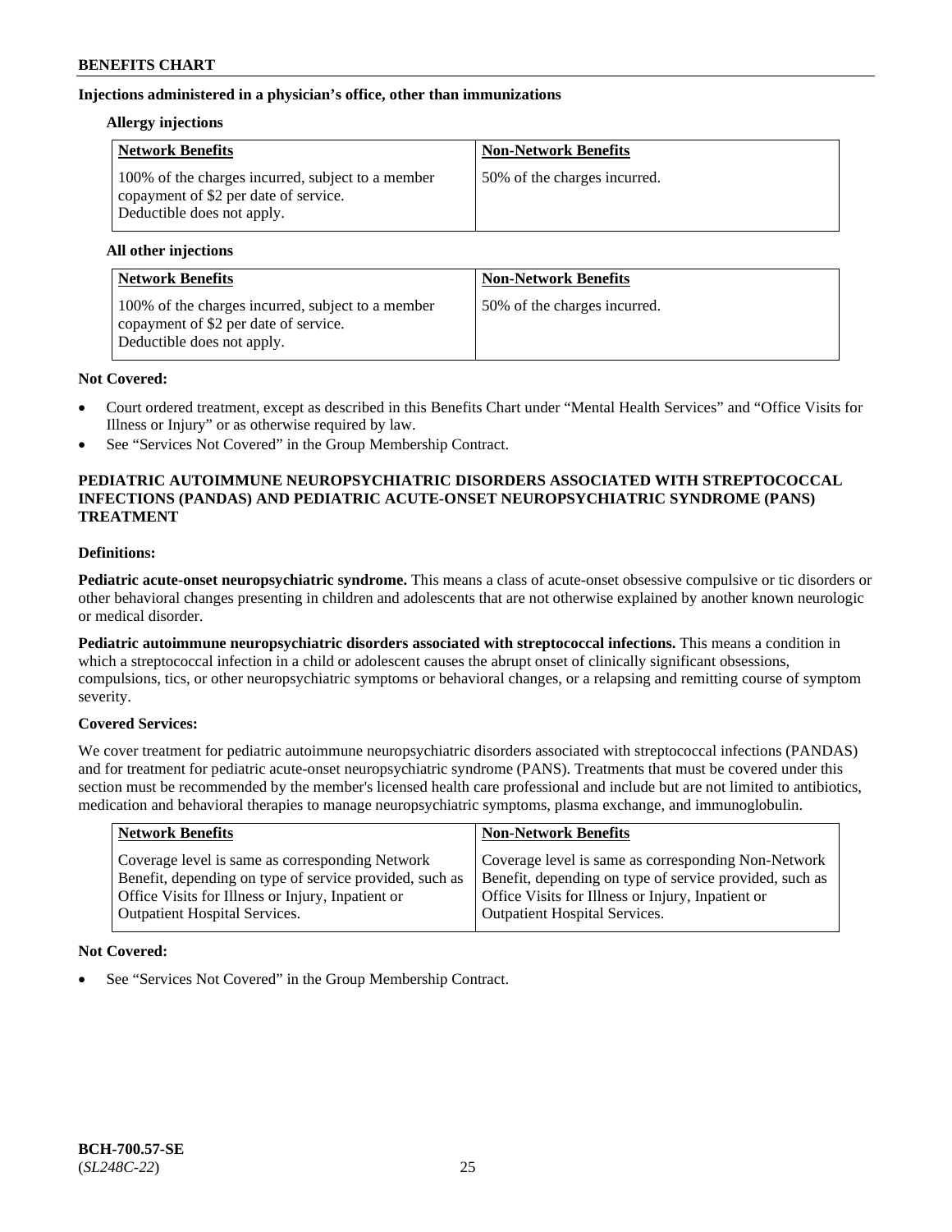**Injections administered in a physician's office, other than immunizations**

**Allergy injections**

| Network Benefits | Non-Network Benefits |
|---|---|
| 100% of the charges incurred, subject to a member copayment of $2 per date of service. Deductible does not apply. | 50% of the charges incurred. |

**All other injections**

| Network Benefits | Non-Network Benefits |
|---|---|
| 100% of the charges incurred, subject to a member copayment of $2 per date of service. Deductible does not apply. | 50% of the charges incurred. |

**Not Covered:**

- Court ordered treatment, except as described in this Benefits Chart under "Mental Health Services" and "Office Visits for Illness or Injury" or as otherwise required by law.
- See "Services Not Covered" in the Group Membership Contract.

## PEDIATRIC AUTOIMMUNE NEUROPSYCHIATRIC DISORDERS ASSOCIATED WITH STREPTOCOCCAL INFECTIONS (PANDAS) AND PEDIATRIC ACUTE-ONSET NEUROPSYCHIATRIC SYNDROME (PANS) TREATMENT

**Definitions:**

**Pediatric acute-onset neuropsychiatric syndrome.** This means a class of acute-onset obsessive compulsive or tic disorders or other behavioral changes presenting in children and adolescents that are not otherwise explained by another known neurologic or medical disorder.

**Pediatric autoimmune neuropsychiatric disorders associated with streptococcal infections.** This means a condition in which a streptococcal infection in a child or adolescent causes the abrupt onset of clinically significant obsessions, compulsions, tics, or other neuropsychiatric symptoms or behavioral changes, or a relapsing and remitting course of symptom severity.

**Covered Services:**

We cover treatment for pediatric autoimmune neuropsychiatric disorders associated with streptococcal infections (PANDAS) and for treatment for pediatric acute-onset neuropsychiatric syndrome (PANS). Treatments that must be covered under this section must be recommended by the member's licensed health care professional and include but are not limited to antibiotics, medication and behavioral therapies to manage neuropsychiatric symptoms, plasma exchange, and immunoglobulin.

| Network Benefits | Non-Network Benefits |
|---|---|
| Coverage level is same as corresponding Network Benefit, depending on type of service provided, such as Office Visits for Illness or Injury, Inpatient or Outpatient Hospital Services. | Coverage level is same as corresponding Non-Network Benefit, depending on type of service provided, such as Office Visits for Illness or Injury, Inpatient or Outpatient Hospital Services. |

**Not Covered:**

- See "Services Not Covered" in the Group Membership Contract.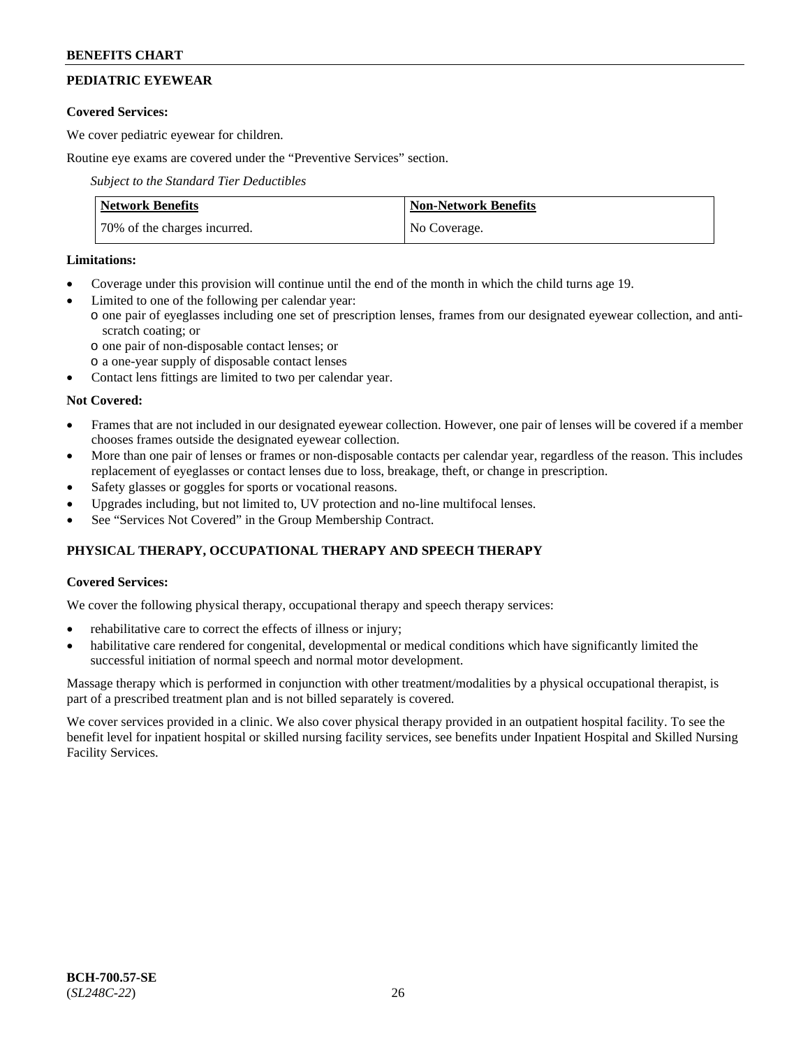## PEDIATRIC EYEWEAR

**Covered Services:**

We cover pediatric eyewear for children.

Routine eye exams are covered under the "Preventive Services" section.

*Subject to the Standard Tier Deductibles*

| Network Benefits | Non-Network Benefits |
|---|---|
| 70% of the charges incurred. | No Coverage. |

**Limitations:**

- Coverage under this provision will continue until the end of the month in which the child turns age 19.
- Limited to one of the following per calendar year:
  - one pair of eyeglasses including one set of prescription lenses, frames from our designated eyewear collection, and anti-scratch coating; or
  - one pair of non-disposable contact lenses; or
  - a one-year supply of disposable contact lenses
- Contact lens fittings are limited to two per calendar year.

**Not Covered:**

- Frames that are not included in our designated eyewear collection. However, one pair of lenses will be covered if a member chooses frames outside the designated eyewear collection.
- More than one pair of lenses or frames or non-disposable contacts per calendar year, regardless of the reason. This includes replacement of eyeglasses or contact lenses due to loss, breakage, theft, or change in prescription.
- Safety glasses or goggles for sports or vocational reasons.
- Upgrades including, but not limited to, UV protection and no-line multifocal lenses.
- See "Services Not Covered" in the Group Membership Contract.

## PHYSICAL THERAPY, OCCUPATIONAL THERAPY AND SPEECH THERAPY

**Covered Services:**

We cover the following physical therapy, occupational therapy and speech therapy services:

- rehabilitative care to correct the effects of illness or injury;
- habilitative care rendered for congenital, developmental or medical conditions which have significantly limited the successful initiation of normal speech and normal motor development.

Massage therapy which is performed in conjunction with other treatment/modalities by a physical occupational therapist, is part of a prescribed treatment plan and is not billed separately is covered.

We cover services provided in a clinic. We also cover physical therapy provided in an outpatient hospital facility. To see the benefit level for inpatient hospital or skilled nursing facility services, see benefits under Inpatient Hospital and Skilled Nursing Facility Services.

BCH-700.57-SE
(*SL248C-22*)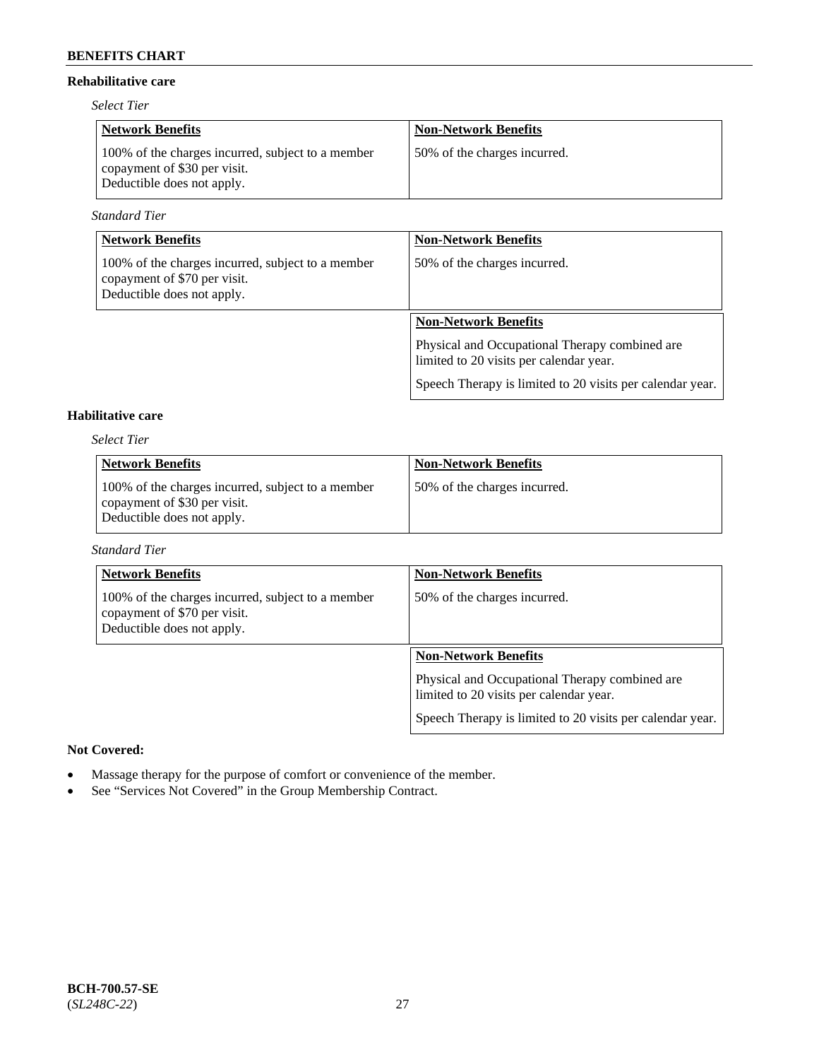### Rehabilitative care

*Select Tier*

| Network Benefits | Non-Network Benefits |
| --- | --- |
| 100% of the charges incurred, subject to a member copayment of $30 per visit. Deductible does not apply. | 50% of the charges incurred. |

*Standard Tier*

| Network Benefits | Non-Network Benefits |
| --- | --- |
| 100% of the charges incurred, subject to a member copayment of $70 per visit. Deductible does not apply. | 50% of the charges incurred. |

| Non-Network Benefits |
| --- |
| Physical and Occupational Therapy combined are limited to 20 visits per calendar year. Speech Therapy is limited to 20 visits per calendar year. |

### Habilitative care

*Select Tier*

| Network Benefits | Non-Network Benefits |
| --- | --- |
| 100% of the charges incurred, subject to a member copayment of $30 per visit. Deductible does not apply. | 50% of the charges incurred. |

*Standard Tier*

| Network Benefits | Non-Network Benefits |
| --- | --- |
| 100% of the charges incurred, subject to a member copayment of $70 per visit. Deductible does not apply. | 50% of the charges incurred. |

| Non-Network Benefits |
| --- |
| Physical and Occupational Therapy combined are limited to 20 visits per calendar year. Speech Therapy is limited to 20 visits per calendar year. |

**Not Covered:**

- Massage therapy for the purpose of comfort or convenience of the member.
- See "Services Not Covered" in the Group Membership Contract.

**BCH-700.57-SE**
(*SL248C-22*)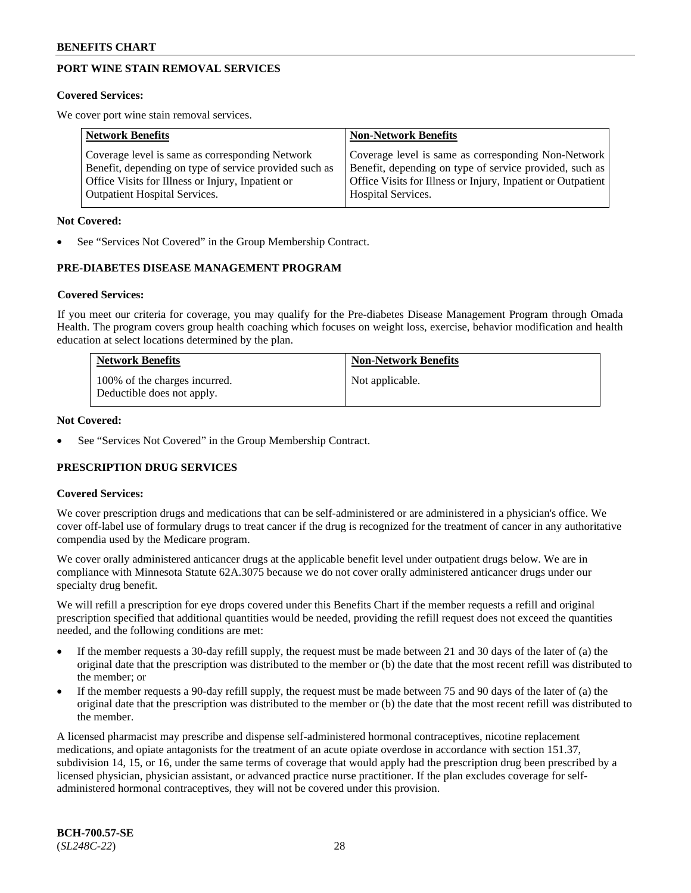## PORT WINE STAIN REMOVAL SERVICES

**Covered Services:**

We cover port wine stain removal services.

| Network Benefits | Non-Network Benefits |
|---|---|
| Coverage level is same as corresponding Network Benefit, depending on type of service provided such as Office Visits for Illness or Injury, Inpatient or Outpatient Hospital Services. | Coverage level is same as corresponding Non-Network Benefit, depending on type of service provided, such as Office Visits for Illness or Injury, Inpatient or Outpatient Hospital Services. |

**Not Covered:**

- See "Services Not Covered" in the Group Membership Contract.

## PRE-DIABETES DISEASE MANAGEMENT PROGRAM

**Covered Services:**

If you meet our criteria for coverage, you may qualify for the Pre-diabetes Disease Management Program through Omada Health. The program covers group health coaching which focuses on weight loss, exercise, behavior modification and health education at select locations determined by the plan.

| Network Benefits | Non-Network Benefits |
|---|---|
| 100% of the charges incurred.<br>Deductible does not apply. | Not applicable. |

**Not Covered:**

- See "Services Not Covered" in the Group Membership Contract.

## PRESCRIPTION DRUG SERVICES

**Covered Services:**

We cover prescription drugs and medications that can be self-administered or are administered in a physician's office. We cover off-label use of formulary drugs to treat cancer if the drug is recognized for the treatment of cancer in any authoritative compendia used by the Medicare program.

We cover orally administered anticancer drugs at the applicable benefit level under outpatient drugs below. We are in compliance with Minnesota Statute 62A.3075 because we do not cover orally administered anticancer drugs under our specialty drug benefit.

We will refill a prescription for eye drops covered under this Benefits Chart if the member requests a refill and original prescription specified that additional quantities would be needed, providing the refill request does not exceed the quantities needed, and the following conditions are met:

- If the member requests a 30-day refill supply, the request must be made between 21 and 30 days of the later of (a) the original date that the prescription was distributed to the member or (b) the date that the most recent refill was distributed to the member; or
- If the member requests a 90-day refill supply, the request must be made between 75 and 90 days of the later of (a) the original date that the prescription was distributed to the member or (b) the date that the most recent refill was distributed to the member.

A licensed pharmacist may prescribe and dispense self-administered hormonal contraceptives, nicotine replacement medications, and opiate antagonists for the treatment of an acute opiate overdose in accordance with section 151.37, subdivision 14, 15, or 16, under the same terms of coverage that would apply had the prescription drug been prescribed by a licensed physician, physician assistant, or advanced practice nurse practitioner. If the plan excludes coverage for self-administered hormonal contraceptives, they will not be covered under this provision.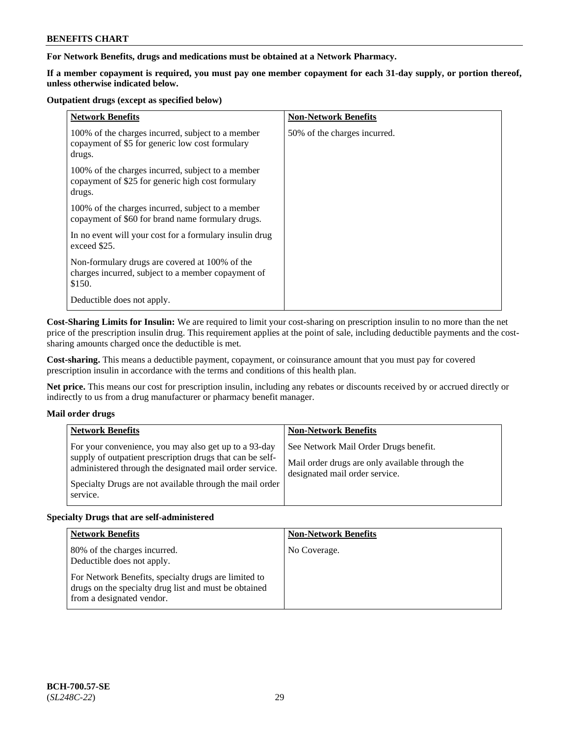**For Network Benefits, drugs and medications must be obtained at a Network Pharmacy.**

**If a member copayment is required, you must pay one member copayment for each 31-day supply, or portion thereof, unless otherwise indicated below.**

**Outpatient drugs (except as specified below)**

| Network Benefits | Non-Network Benefits |
|---|---|
| 100% of the charges incurred, subject to a member copayment of $5 for generic low cost formulary drugs.<br><br>100% of the charges incurred, subject to a member copayment of $25 for generic high cost formulary drugs.<br><br>100% of the charges incurred, subject to a member copayment of $60 for brand name formulary drugs.<br><br>In no event will your cost for a formulary insulin drug exceed $25.<br><br>Non-formulary drugs are covered at 100% of the charges incurred, subject to a member copayment of $150.<br><br>Deductible does not apply. | 50% of the charges incurred. |

**Cost-Sharing Limits for Insulin:** We are required to limit your cost-sharing on prescription insulin to no more than the net price of the prescription insulin drug. This requirement applies at the point of sale, including deductible payments and the cost-sharing amounts charged once the deductible is met.

**Cost-sharing.** This means a deductible payment, copayment, or coinsurance amount that you must pay for covered prescription insulin in accordance with the terms and conditions of this health plan.

**Net price.** This means our cost for prescription insulin, including any rebates or discounts received by or accrued directly or indirectly to us from a drug manufacturer or pharmacy benefit manager.

**Mail order drugs**

| Network Benefits | Non-Network Benefits |
|---|---|
| For your convenience, you may also get up to a 93-day supply of outpatient prescription drugs that can be self-administered through the designated mail order service.<br><br>Specialty Drugs are not available through the mail order service. | See Network Mail Order Drugs benefit.<br><br>Mail order drugs are only available through the designated mail order service. |

**Specialty Drugs that are self-administered**

| Network Benefits | Non-Network Benefits |
|---|---|
| 80% of the charges incurred.<br>Deductible does not apply.<br><br>For Network Benefits, specialty drugs are limited to drugs on the specialty drug list and must be obtained from a designated vendor. | No Coverage. |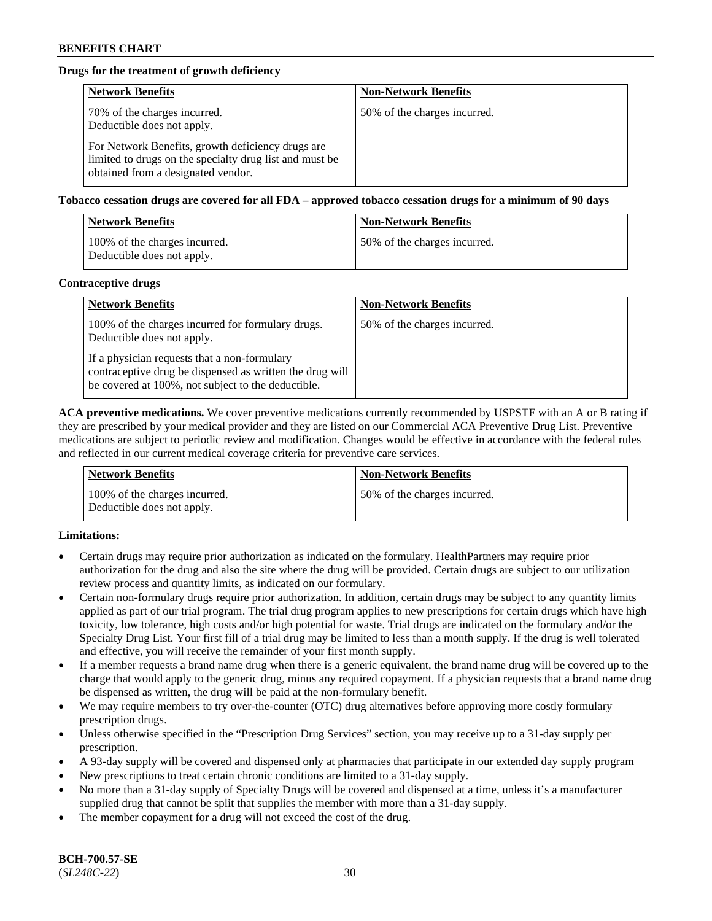**Drugs for the treatment of growth deficiency**

| Network Benefits | Non-Network Benefits |
| --- | --- |
| 70% of the charges incurred. Deductible does not apply. For Network Benefits, growth deficiency drugs are limited to drugs on the specialty drug list and must be obtained from a designated vendor. | 50% of the charges incurred. |

**Tobacco cessation drugs are covered for all FDA – approved tobacco cessation drugs for a minimum of 90 days**

| Network Benefits | Non-Network Benefits |
| --- | --- |
| 100% of the charges incurred. Deductible does not apply. | 50% of the charges incurred. |

**Contraceptive drugs**

| Network Benefits | Non-Network Benefits |
| --- | --- |
| 100% of the charges incurred for formulary drugs. Deductible does not apply. If a physician requests that a non-formulary contraceptive drug be dispensed as written the drug will be covered at 100%, not subject to the deductible. | 50% of the charges incurred. |

**ACA preventive medications.** We cover preventive medications currently recommended by USPSTF with an A or B rating if they are prescribed by your medical provider and they are listed on our Commercial ACA Preventive Drug List. Preventive medications are subject to periodic review and modification. Changes would be effective in accordance with the federal rules and reflected in our current medical coverage criteria for preventive care services.

| Network Benefits | Non-Network Benefits |
| --- | --- |
| 100% of the charges incurred. Deductible does not apply. | 50% of the charges incurred. |

**Limitations:**

- Certain drugs may require prior authorization as indicated on the formulary. HealthPartners may require prior authorization for the drug and also the site where the drug will be provided. Certain drugs are subject to our utilization review process and quantity limits, as indicated on our formulary.
- Certain non-formulary drugs require prior authorization. In addition, certain drugs may be subject to any quantity limits applied as part of our trial program. The trial drug program applies to new prescriptions for certain drugs which have high toxicity, low tolerance, high costs and/or high potential for waste. Trial drugs are indicated on the formulary and/or the Specialty Drug List. Your first fill of a trial drug may be limited to less than a month supply. If the drug is well tolerated and effective, you will receive the remainder of your first month supply.
- If a member requests a brand name drug when there is a generic equivalent, the brand name drug will be covered up to the charge that would apply to the generic drug, minus any required copayment. If a physician requests that a brand name drug be dispensed as written, the drug will be paid at the non-formulary benefit.
- We may require members to try over-the-counter (OTC) drug alternatives before approving more costly formulary prescription drugs.
- Unless otherwise specified in the "Prescription Drug Services" section, you may receive up to a 31-day supply per prescription.
- A 93-day supply will be covered and dispensed only at pharmacies that participate in our extended day supply program
- New prescriptions to treat certain chronic conditions are limited to a 31-day supply.
- No more than a 31-day supply of Specialty Drugs will be covered and dispensed at a time, unless it's a manufacturer supplied drug that cannot be split that supplies the member with more than a 31-day supply.
- The member copayment for a drug will not exceed the cost of the drug.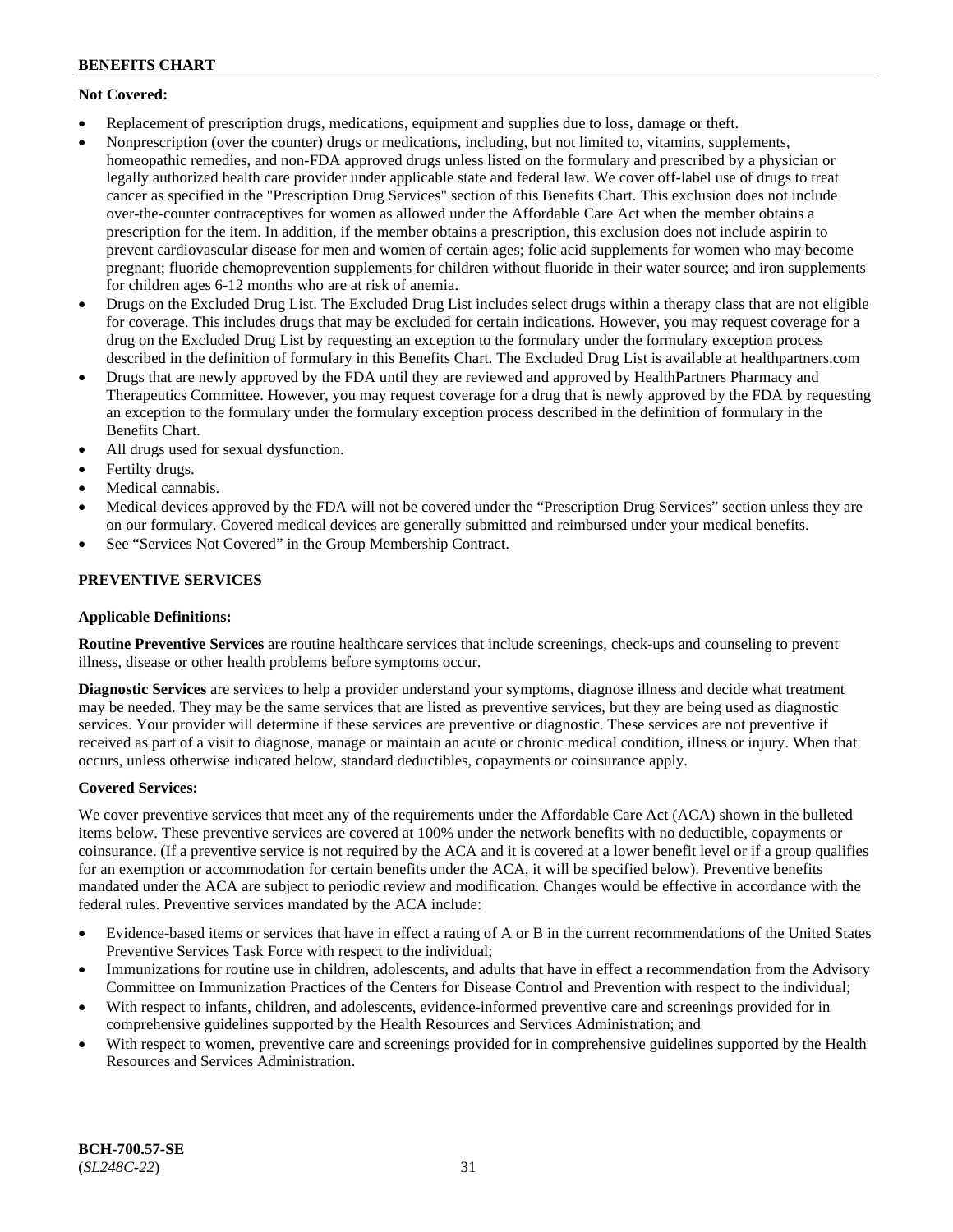**Not Covered:**

- Replacement of prescription drugs, medications, equipment and supplies due to loss, damage or theft.
- Nonprescription (over the counter) drugs or medications, including, but not limited to, vitamins, supplements, homeopathic remedies, and non-FDA approved drugs unless listed on the formulary and prescribed by a physician or legally authorized health care provider under applicable state and federal law. We cover off-label use of drugs to treat cancer as specified in the "Prescription Drug Services" section of this Benefits Chart. This exclusion does not include over-the-counter contraceptives for women as allowed under the Affordable Care Act when the member obtains a prescription for the item. In addition, if the member obtains a prescription, this exclusion does not include aspirin to prevent cardiovascular disease for men and women of certain ages; folic acid supplements for women who may become pregnant; fluoride chemoprevention supplements for children without fluoride in their water source; and iron supplements for children ages 6-12 months who are at risk of anemia.
- Drugs on the Excluded Drug List. The Excluded Drug List includes select drugs within a therapy class that are not eligible for coverage. This includes drugs that may be excluded for certain indications. However, you may request coverage for a drug on the Excluded Drug List by requesting an exception to the formulary under the formulary exception process described in the definition of formulary in this Benefits Chart. The Excluded Drug List is available at healthpartners.com
- Drugs that are newly approved by the FDA until they are reviewed and approved by HealthPartners Pharmacy and Therapeutics Committee. However, you may request coverage for a drug that is newly approved by the FDA by requesting an exception to the formulary under the formulary exception process described in the definition of formulary in the Benefits Chart.
- All drugs used for sexual dysfunction.
- Fertilty drugs.
- Medical cannabis.
- Medical devices approved by the FDA will not be covered under the "Prescription Drug Services" section unless they are on our formulary. Covered medical devices are generally submitted and reimbursed under your medical benefits.
- See "Services Not Covered" in the Group Membership Contract.

## PREVENTIVE SERVICES

**Applicable Definitions:**

**Routine Preventive Services** are routine healthcare services that include screenings, check-ups and counseling to prevent illness, disease or other health problems before symptoms occur.

**Diagnostic Services** are services to help a provider understand your symptoms, diagnose illness and decide what treatment may be needed. They may be the same services that are listed as preventive services, but they are being used as diagnostic services. Your provider will determine if these services are preventive or diagnostic. These services are not preventive if received as part of a visit to diagnose, manage or maintain an acute or chronic medical condition, illness or injury. When that occurs, unless otherwise indicated below, standard deductibles, copayments or coinsurance apply.

**Covered Services:**

We cover preventive services that meet any of the requirements under the Affordable Care Act (ACA) shown in the bulleted items below. These preventive services are covered at 100% under the network benefits with no deductible, copayments or coinsurance. (If a preventive service is not required by the ACA and it is covered at a lower benefit level or if a group qualifies for an exemption or accommodation for certain benefits under the ACA, it will be specified below). Preventive benefits mandated under the ACA are subject to periodic review and modification. Changes would be effective in accordance with the federal rules. Preventive services mandated by the ACA include:

- Evidence-based items or services that have in effect a rating of A or B in the current recommendations of the United States Preventive Services Task Force with respect to the individual;
- Immunizations for routine use in children, adolescents, and adults that have in effect a recommendation from the Advisory Committee on Immunization Practices of the Centers for Disease Control and Prevention with respect to the individual;
- With respect to infants, children, and adolescents, evidence-informed preventive care and screenings provided for in comprehensive guidelines supported by the Health Resources and Services Administration; and
- With respect to women, preventive care and screenings provided for in comprehensive guidelines supported by the Health Resources and Services Administration.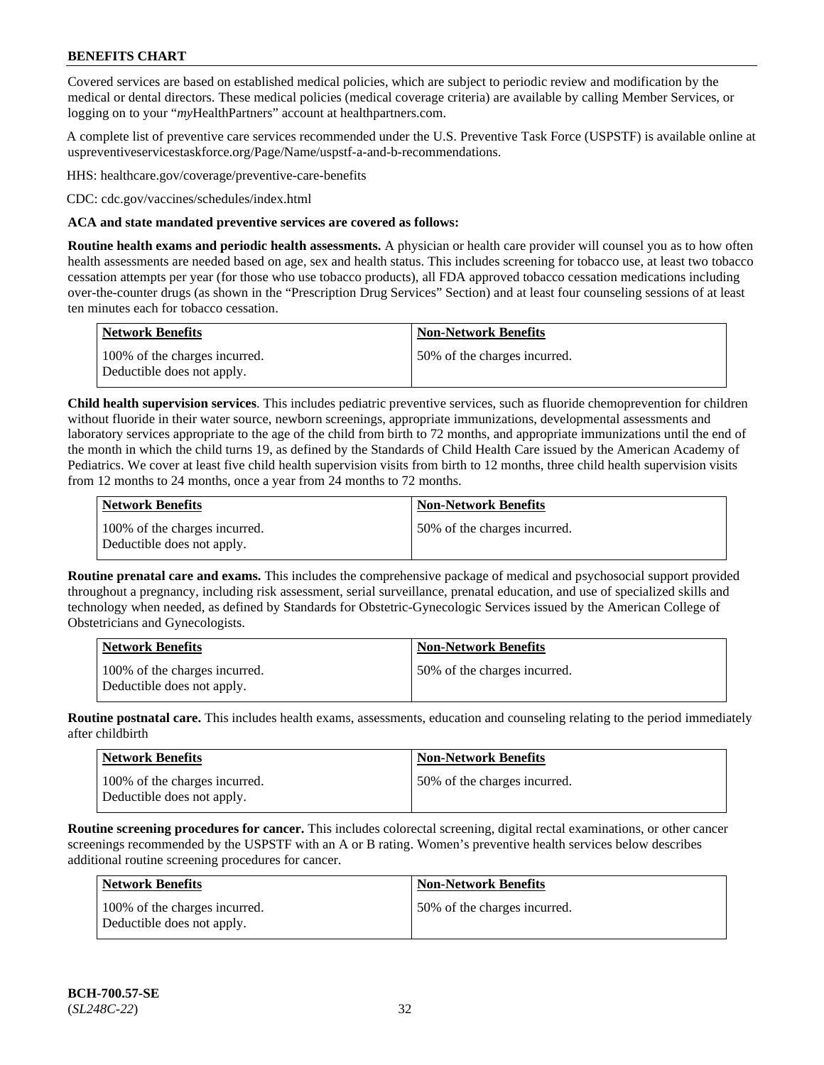Covered services are based on established medical policies, which are subject to periodic review and modification by the medical or dental directors. These medical policies (medical coverage criteria) are available by calling Member Services, or logging on to your "*my*HealthPartners" account at healthpartners.com.

A complete list of preventive care services recommended under the U.S. Preventive Task Force (USPSTF) is available online at uspreventiveservicestaskforce.org/Page/Name/uspstf-a-and-b-recommendations.

HHS: healthcare.gov/coverage/preventive-care-benefits

CDC: cdc.gov/vaccines/schedules/index.html

**ACA and state mandated preventive services are covered as follows:**

**Routine health exams and periodic health assessments.** A physician or health care provider will counsel you as to how often health assessments are needed based on age, sex and health status. This includes screening for tobacco use, at least two tobacco cessation attempts per year (for those who use tobacco products), all FDA approved tobacco cessation medications including over-the-counter drugs (as shown in the "Prescription Drug Services" Section) and at least four counseling sessions of at least ten minutes each for tobacco cessation.

| Network Benefits | Non-Network Benefits |
|---|---|
| 100% of the charges incurred. Deductible does not apply. | 50% of the charges incurred. |

**Child health supervision services**. This includes pediatric preventive services, such as fluoride chemoprevention for children without fluoride in their water source, newborn screenings, appropriate immunizations, developmental assessments and laboratory services appropriate to the age of the child from birth to 72 months, and appropriate immunizations until the end of the month in which the child turns 19, as defined by the Standards of Child Health Care issued by the American Academy of Pediatrics. We cover at least five child health supervision visits from birth to 12 months, three child health supervision visits from 12 months to 24 months, once a year from 24 months to 72 months.

| Network Benefits | Non-Network Benefits |
|---|---|
| 100% of the charges incurred. Deductible does not apply. | 50% of the charges incurred. |

**Routine prenatal care and exams.** This includes the comprehensive package of medical and psychosocial support provided throughout a pregnancy, including risk assessment, serial surveillance, prenatal education, and use of specialized skills and technology when needed, as defined by Standards for Obstetric-Gynecologic Services issued by the American College of Obstetricians and Gynecologists.

| Network Benefits | Non-Network Benefits |
|---|---|
| 100% of the charges incurred. Deductible does not apply. | 50% of the charges incurred. |

**Routine postnatal care.** This includes health exams, assessments, education and counseling relating to the period immediately after childbirth

| Network Benefits | Non-Network Benefits |
|---|---|
| 100% of the charges incurred. Deductible does not apply. | 50% of the charges incurred. |

**Routine screening procedures for cancer.** This includes colorectal screening, digital rectal examinations, or other cancer screenings recommended by the USPSTF with an A or B rating. Women's preventive health services below describes additional routine screening procedures for cancer.

| Network Benefits | Non-Network Benefits |
|---|---|
| 100% of the charges incurred. Deductible does not apply. | 50% of the charges incurred. |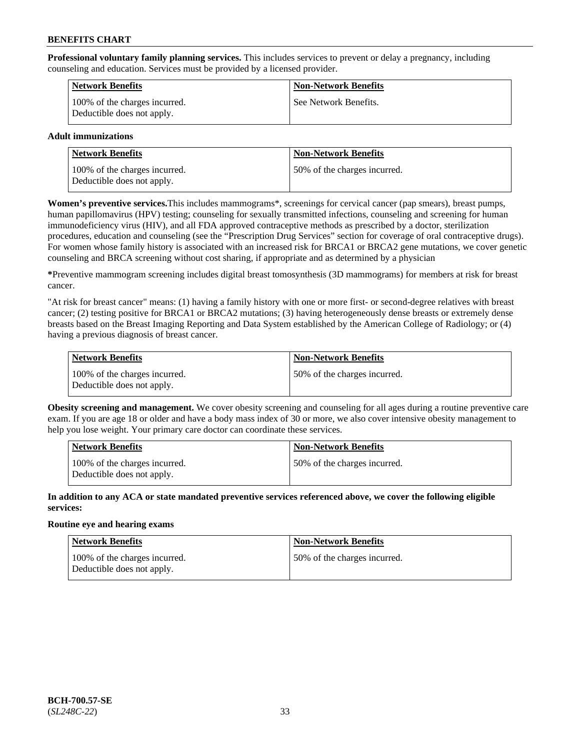**Professional voluntary family planning services.** This includes services to prevent or delay a pregnancy, including counseling and education. Services must be provided by a licensed provider.

| Network Benefits | Non-Network Benefits |
| --- | --- |
| 100% of the charges incurred. Deductible does not apply. | See Network Benefits. |

**Adult immunizations**

| Network Benefits | Non-Network Benefits |
| --- | --- |
| 100% of the charges incurred. Deductible does not apply. | 50% of the charges incurred. |

**Women's preventive services.**This includes mammograms*, screenings for cervical cancer (pap smears), breast pumps, human papillomavirus (HPV) testing; counseling for sexually transmitted infections, counseling and screening for human immunodeficiency virus (HIV), and all FDA approved contraceptive methods as prescribed by a doctor, sterilization procedures, education and counseling (see the "Prescription Drug Services" section for coverage of oral contraceptive drugs). For women whose family history is associated with an increased risk for BRCA1 or BRCA2 gene mutations, we cover genetic counseling and BRCA screening without cost sharing, if appropriate and as determined by a physician

**\***Preventive mammogram screening includes digital breast tomosynthesis (3D mammograms) for members at risk for breast cancer.

"At risk for breast cancer" means: (1) having a family history with one or more first- or second-degree relatives with breast cancer; (2) testing positive for BRCA1 or BRCA2 mutations; (3) having heterogeneously dense breasts or extremely dense breasts based on the Breast Imaging Reporting and Data System established by the American College of Radiology; or (4) having a previous diagnosis of breast cancer.

| Network Benefits | Non-Network Benefits |
| --- | --- |
| 100% of the charges incurred. Deductible does not apply. | 50% of the charges incurred. |

**Obesity screening and management.** We cover obesity screening and counseling for all ages during a routine preventive care exam. If you are age 18 or older and have a body mass index of 30 or more, we also cover intensive obesity management to help you lose weight. Your primary care doctor can coordinate these services.

| Network Benefits | Non-Network Benefits |
| --- | --- |
| 100% of the charges incurred. Deductible does not apply. | 50% of the charges incurred. |

**In addition to any ACA or state mandated preventive services referenced above, we cover the following eligible services:**

**Routine eye and hearing exams**

| Network Benefits | Non-Network Benefits |
| --- | --- |
| 100% of the charges incurred. Deductible does not apply. | 50% of the charges incurred. |

**BCH-700.57-SE**
(*SL248C-22*)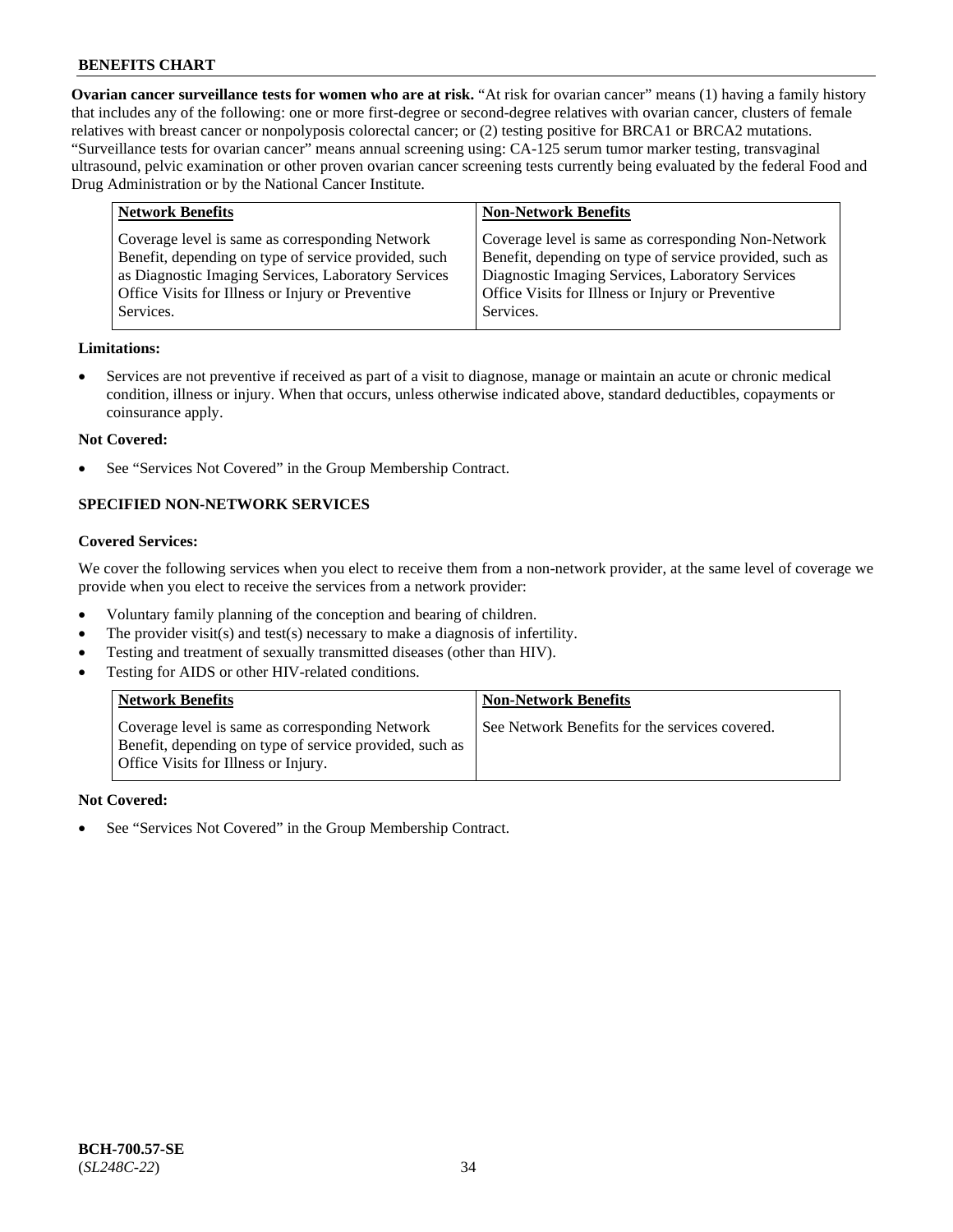**Ovarian cancer surveillance tests for women who are at risk.** "At risk for ovarian cancer" means (1) having a family history that includes any of the following: one or more first-degree or second-degree relatives with ovarian cancer, clusters of female relatives with breast cancer or nonpolyposis colorectal cancer; or (2) testing positive for BRCA1 or BRCA2 mutations. "Surveillance tests for ovarian cancer" means annual screening using: CA-125 serum tumor marker testing, transvaginal ultrasound, pelvic examination or other proven ovarian cancer screening tests currently being evaluated by the federal Food and Drug Administration or by the National Cancer Institute.

| Network Benefits | Non-Network Benefits |
|---|---|
| Coverage level is same as corresponding Network Benefit, depending on type of service provided, such as Diagnostic Imaging Services, Laboratory Services Office Visits for Illness or Injury or Preventive Services. | Coverage level is same as corresponding Non-Network Benefit, depending on type of service provided, such as Diagnostic Imaging Services, Laboratory Services Office Visits for Illness or Injury or Preventive Services. |

**Limitations:**

- Services are not preventive if received as part of a visit to diagnose, manage or maintain an acute or chronic medical condition, illness or injury. When that occurs, unless otherwise indicated above, standard deductibles, copayments or coinsurance apply.

**Not Covered:**

- See "Services Not Covered" in the Group Membership Contract.

### SPECIFIED NON-NETWORK SERVICES

**Covered Services:**

We cover the following services when you elect to receive them from a non-network provider, at the same level of coverage we provide when you elect to receive the services from a network provider:

- Voluntary family planning of the conception and bearing of children.
- The provider visit(s) and test(s) necessary to make a diagnosis of infertility.
- Testing and treatment of sexually transmitted diseases (other than HIV).
- Testing for AIDS or other HIV-related conditions.

| Network Benefits | Non-Network Benefits |
|---|---|
| Coverage level is same as corresponding Network Benefit, depending on type of service provided, such as Office Visits for Illness or Injury. | See Network Benefits for the services covered. |

**Not Covered:**

- See "Services Not Covered" in the Group Membership Contract.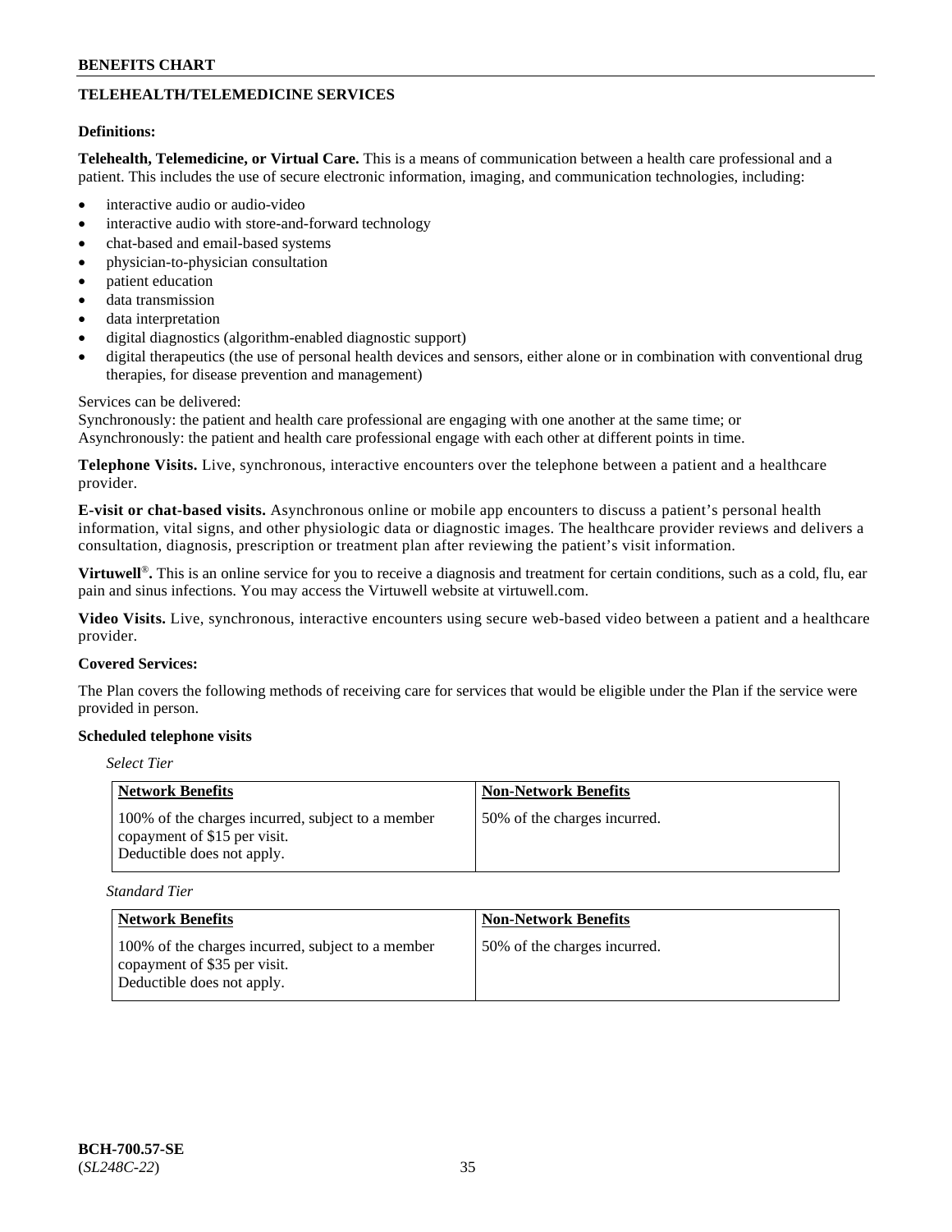## TELEHEALTH/TELEMEDICINE SERVICES

**Definitions:**

**Telehealth, Telemedicine, or Virtual Care.** This is a means of communication between a health care professional and a patient. This includes the use of secure electronic information, imaging, and communication technologies, including:

- interactive audio or audio-video
- interactive audio with store-and-forward technology
- chat-based and email-based systems
- physician-to-physician consultation
- patient education
- data transmission
- data interpretation
- digital diagnostics (algorithm-enabled diagnostic support)
- digital therapeutics (the use of personal health devices and sensors, either alone or in combination with conventional drug therapies, for disease prevention and management)

Services can be delivered:
Synchronously: the patient and health care professional are engaging with one another at the same time; or
Asynchronously: the patient and health care professional engage with each other at different points in time.

**Telephone Visits.** Live, synchronous, interactive encounters over the telephone between a patient and a healthcare provider.

**E-visit or chat-based visits.** Asynchronous online or mobile app encounters to discuss a patient's personal health information, vital signs, and other physiologic data or diagnostic images. The healthcare provider reviews and delivers a consultation, diagnosis, prescription or treatment plan after reviewing the patient's visit information.

**Virtuwell®.** This is an online service for you to receive a diagnosis and treatment for certain conditions, such as a cold, flu, ear pain and sinus infections. You may access the Virtuwell website at virtuwell.com.

**Video Visits.** Live, synchronous, interactive encounters using secure web-based video between a patient and a healthcare provider.

**Covered Services:**

The Plan covers the following methods of receiving care for services that would be eligible under the Plan if the service were provided in person.

**Scheduled telephone visits**

*Select Tier*

| Network Benefits | Non-Network Benefits |
|---|---|
| 100% of the charges incurred, subject to a member copayment of $15 per visit. Deductible does not apply. | 50% of the charges incurred. |

*Standard Tier*

| Network Benefits | Non-Network Benefits |
|---|---|
| 100% of the charges incurred, subject to a member copayment of $35 per visit. Deductible does not apply. | 50% of the charges incurred. |

**BCH-700.57-SE**
(*SL248C-22*)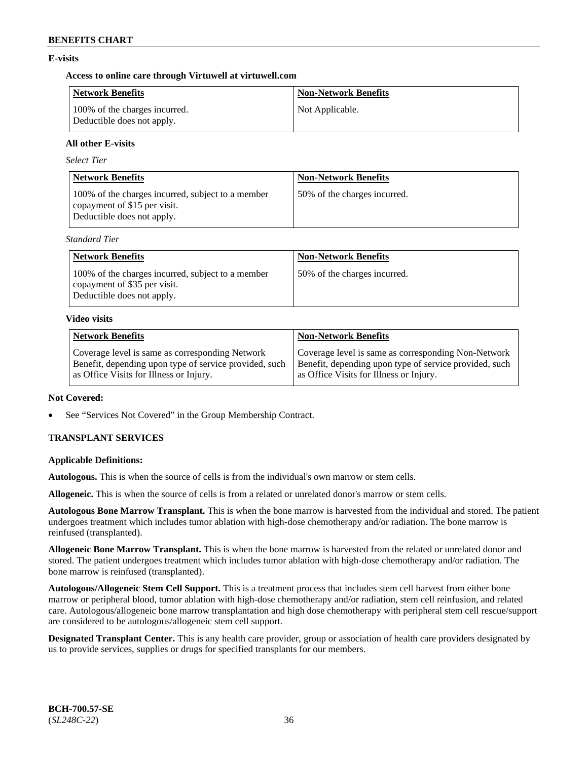## E-visits

### Access to online care through Virtuwell at virtuwell.com

| Network Benefits | Non-Network Benefits |
|---|---|
| 100% of the charges incurred. Deductible does not apply. | Not Applicable. |

### All other E-visits

*Select Tier*

| Network Benefits | Non-Network Benefits |
|---|---|
| 100% of the charges incurred, subject to a member copayment of $15 per visit. Deductible does not apply. | 50% of the charges incurred. |

*Standard Tier*

| Network Benefits | Non-Network Benefits |
|---|---|
| 100% of the charges incurred, subject to a member copayment of $35 per visit. Deductible does not apply. | 50% of the charges incurred. |

### Video visits

| Network Benefits | Non-Network Benefits |
|---|---|
| Coverage level is same as corresponding Network Benefit, depending upon type of service provided, such as Office Visits for Illness or Injury. | Coverage level is same as corresponding Non-Network Benefit, depending upon type of service provided, such as Office Visits for Illness or Injury. |

**Not Covered:**

- See "Services Not Covered" in the Group Membership Contract.

## TRANSPLANT SERVICES

**Applicable Definitions:**

**Autologous.** This is when the source of cells is from the individual's own marrow or stem cells.

**Allogeneic.** This is when the source of cells is from a related or unrelated donor's marrow or stem cells.

**Autologous Bone Marrow Transplant.** This is when the bone marrow is harvested from the individual and stored. The patient undergoes treatment which includes tumor ablation with high-dose chemotherapy and/or radiation. The bone marrow is reinfused (transplanted).

**Allogeneic Bone Marrow Transplant.** This is when the bone marrow is harvested from the related or unrelated donor and stored. The patient undergoes treatment which includes tumor ablation with high-dose chemotherapy and/or radiation. The bone marrow is reinfused (transplanted).

**Autologous/Allogeneic Stem Cell Support.** This is a treatment process that includes stem cell harvest from either bone marrow or peripheral blood, tumor ablation with high-dose chemotherapy and/or radiation, stem cell reinfusion, and related care. Autologous/allogeneic bone marrow transplantation and high dose chemotherapy with peripheral stem cell rescue/support are considered to be autologous/allogeneic stem cell support.

**Designated Transplant Center.** This is any health care provider, group or association of health care providers designated by us to provide services, supplies or drugs for specified transplants for our members.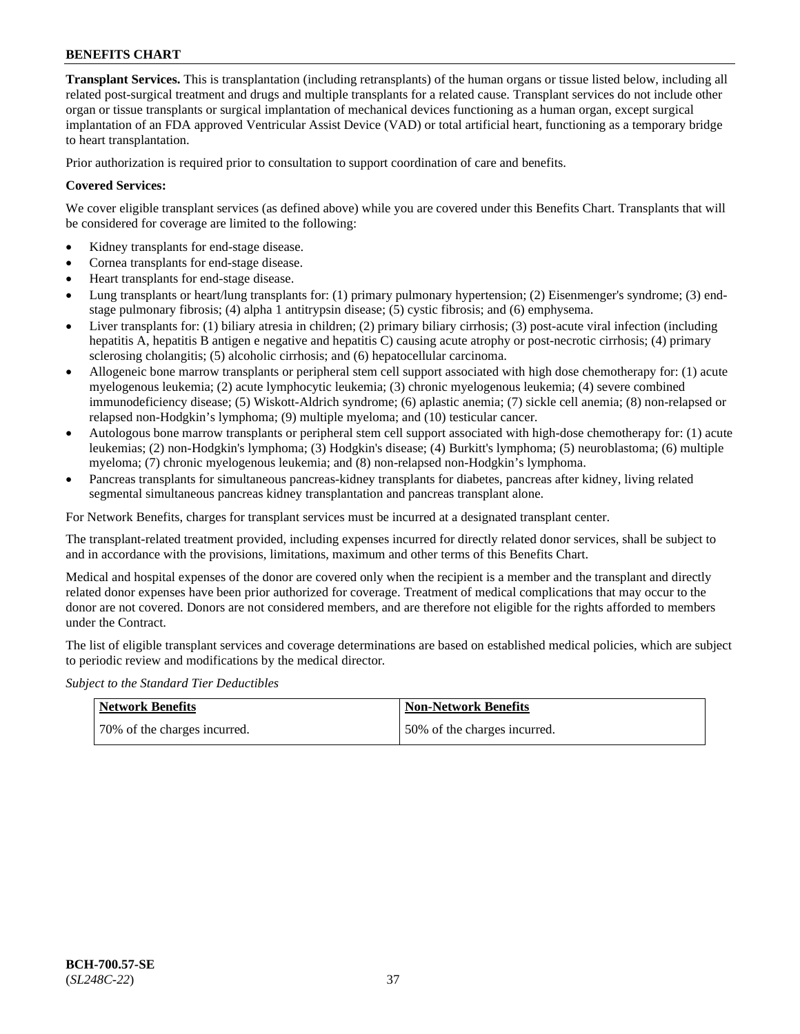**Transplant Services.** This is transplantation (including retransplants) of the human organs or tissue listed below, including all related post-surgical treatment and drugs and multiple transplants for a related cause. Transplant services do not include other organ or tissue transplants or surgical implantation of mechanical devices functioning as a human organ, except surgical implantation of an FDA approved Ventricular Assist Device (VAD) or total artificial heart, functioning as a temporary bridge to heart transplantation.

Prior authorization is required prior to consultation to support coordination of care and benefits.

**Covered Services:**

We cover eligible transplant services (as defined above) while you are covered under this Benefits Chart. Transplants that will be considered for coverage are limited to the following:

- Kidney transplants for end-stage disease.
- Cornea transplants for end-stage disease.
- Heart transplants for end-stage disease.
- Lung transplants or heart/lung transplants for: (1) primary pulmonary hypertension; (2) Eisenmenger's syndrome; (3) end-stage pulmonary fibrosis; (4) alpha 1 antitrypsin disease; (5) cystic fibrosis; and (6) emphysema.
- Liver transplants for: (1) biliary atresia in children; (2) primary biliary cirrhosis; (3) post-acute viral infection (including hepatitis A, hepatitis B antigen e negative and hepatitis C) causing acute atrophy or post-necrotic cirrhosis; (4) primary sclerosing cholangitis; (5) alcoholic cirrhosis; and (6) hepatocellular carcinoma.
- Allogeneic bone marrow transplants or peripheral stem cell support associated with high dose chemotherapy for: (1) acute myelogenous leukemia; (2) acute lymphocytic leukemia; (3) chronic myelogenous leukemia; (4) severe combined immunodeficiency disease; (5) Wiskott-Aldrich syndrome; (6) aplastic anemia; (7) sickle cell anemia; (8) non-relapsed or relapsed non-Hodgkin's lymphoma; (9) multiple myeloma; and (10) testicular cancer.
- Autologous bone marrow transplants or peripheral stem cell support associated with high-dose chemotherapy for: (1) acute leukemias; (2) non-Hodgkin's lymphoma; (3) Hodgkin's disease; (4) Burkitt's lymphoma; (5) neuroblastoma; (6) multiple myeloma; (7) chronic myelogenous leukemia; and (8) non-relapsed non-Hodgkin's lymphoma.
- Pancreas transplants for simultaneous pancreas-kidney transplants for diabetes, pancreas after kidney, living related segmental simultaneous pancreas kidney transplantation and pancreas transplant alone.

For Network Benefits, charges for transplant services must be incurred at a designated transplant center.

The transplant-related treatment provided, including expenses incurred for directly related donor services, shall be subject to and in accordance with the provisions, limitations, maximum and other terms of this Benefits Chart.

Medical and hospital expenses of the donor are covered only when the recipient is a member and the transplant and directly related donor expenses have been prior authorized for coverage. Treatment of medical complications that may occur to the donor are not covered. Donors are not considered members, and are therefore not eligible for the rights afforded to members under the Contract.

The list of eligible transplant services and coverage determinations are based on established medical policies, which are subject to periodic review and modifications by the medical director.

*Subject to the Standard Tier Deductibles*

| Network Benefits | Non-Network Benefits |
|---|---|
| 70% of the charges incurred. | 50% of the charges incurred. |

**BCH-700.57-SE**
(*SL248C-22*)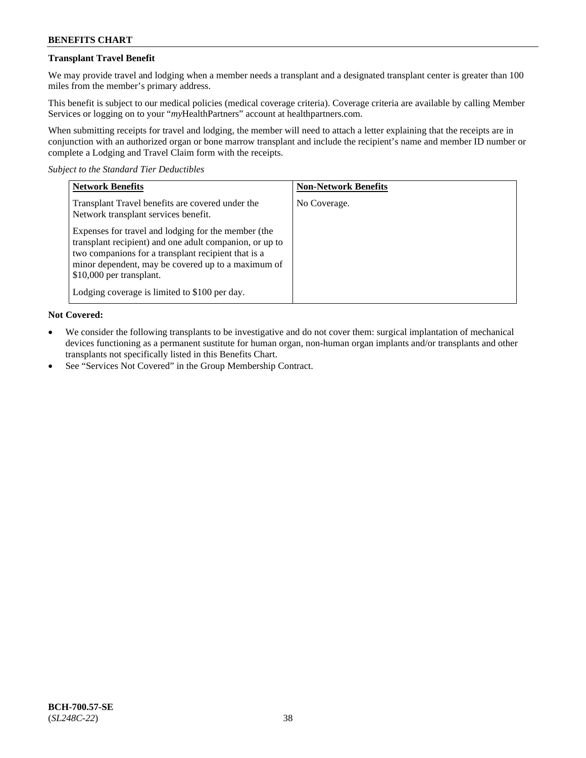## Transplant Travel Benefit

We may provide travel and lodging when a member needs a transplant and a designated transplant center is greater than 100 miles from the member's primary address.

This benefit is subject to our medical policies (medical coverage criteria). Coverage criteria are available by calling Member Services or logging on to your "*my*HealthPartners" account at healthpartners.com.

When submitting receipts for travel and lodging, the member will need to attach a letter explaining that the receipts are in conjunction with an authorized organ or bone marrow transplant and include the recipient's name and member ID number or complete a Lodging and Travel Claim form with the receipts.

*Subject to the Standard Tier Deductibles*

| Network Benefits | Non-Network Benefits |
| --- | --- |
| Transplant Travel benefits are covered under the Network transplant services benefit.<br><br>Expenses for travel and lodging for the member (the transplant recipient) and one adult companion, or up to two companions for a transplant recipient that is a minor dependent, may be covered up to a maximum of $10,000 per transplant.<br><br>Lodging coverage is limited to $100 per day. | No Coverage. |

**Not Covered:**

- We consider the following transplants to be investigative and do not cover them: surgical implantation of mechanical devices functioning as a permanent sustitute for human organ, non-human organ implants and/or transplants and other transplants not specifically listed in this Benefits Chart.
- See "Services Not Covered" in the Group Membership Contract.